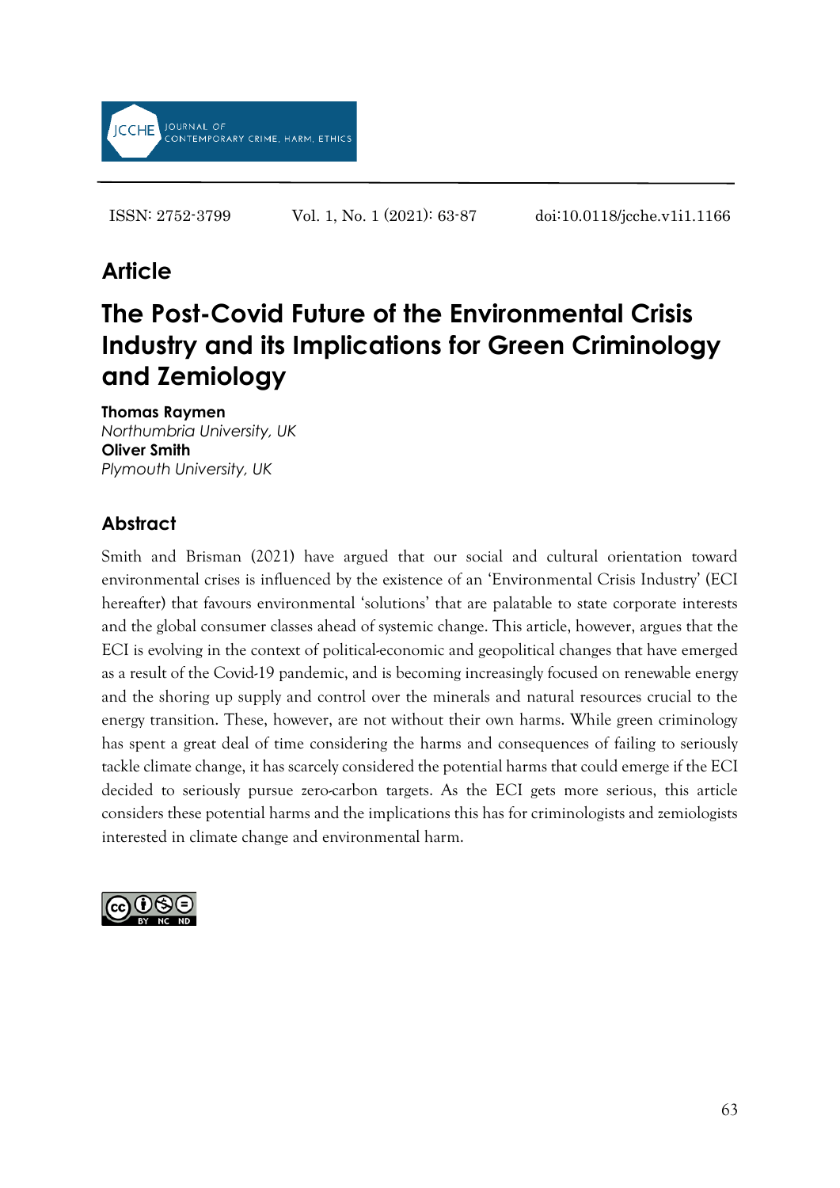ISSN: 2752-3799 Vol. 1, No. 1 (2021): 63-87 doi:10.0118/jcche.v1i1.1166

## Article

# The Post-Covid Future of the Environmental Crisis Industry and its Implications for Green Criminology and Zemiology

**Thomas Raymen**
*Northumbria University, UK*
**Oliver Smith**
*Plymouth University, UK*

## Abstract

Smith and Brisman (2021) have argued that our social and cultural orientation toward environmental crises is influenced by the existence of an 'Environmental Crisis Industry' (ECI hereafter) that favours environmental 'solutions' that are palatable to state corporate interests and the global consumer classes ahead of systemic change. This article, however, argues that the ECI is evolving in the context of political-economic and geopolitical changes that have emerged as a result of the Covid-19 pandemic, and is becoming increasingly focused on renewable energy and the shoring up supply and control over the minerals and natural resources crucial to the energy transition. These, however, are not without their own harms. While green criminology has spent a great deal of time considering the harms and consequences of failing to seriously tackle climate change, it has scarcely considered the potential harms that could emerge if the ECI decided to seriously pursue zero-carbon targets. As the ECI gets more serious, this article considers these potential harms and the implications this has for criminologists and zemiologists interested in climate change and environmental harm.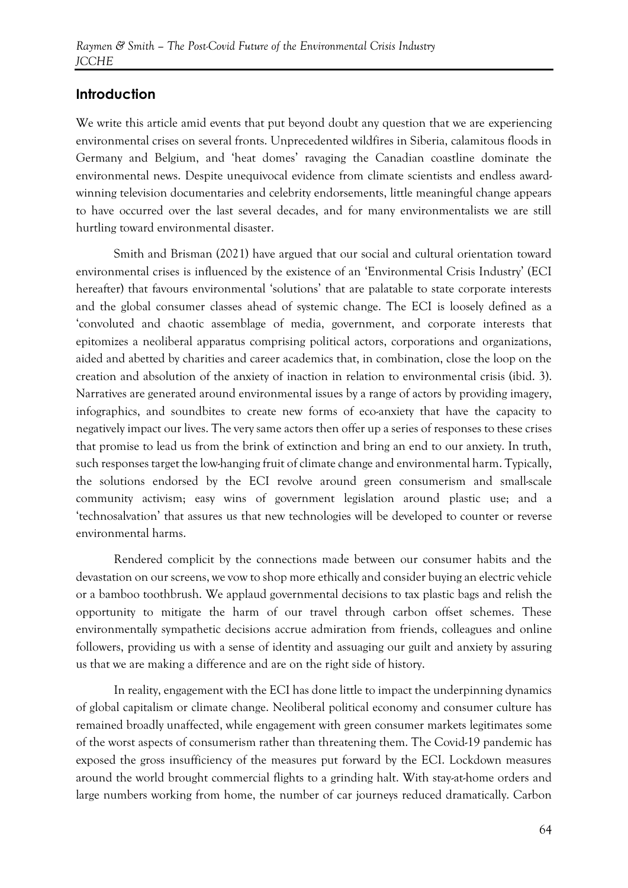## Introduction

We write this article amid events that put beyond doubt any question that we are experiencing environmental crises on several fronts. Unprecedented wildfires in Siberia, calamitous floods in Germany and Belgium, and 'heat domes' ravaging the Canadian coastline dominate the environmental news. Despite unequivocal evidence from climate scientists and endless award-winning television documentaries and celebrity endorsements, little meaningful change appears to have occurred over the last several decades, and for many environmentalists we are still hurtling toward environmental disaster.

Smith and Brisman (2021) have argued that our social and cultural orientation toward environmental crises is influenced by the existence of an 'Environmental Crisis Industry' (ECI hereafter) that favours environmental 'solutions' that are palatable to state corporate interests and the global consumer classes ahead of systemic change. The ECI is loosely defined as a 'convoluted and chaotic assemblage of media, government, and corporate interests that epitomizes a neoliberal apparatus comprising political actors, corporations and organizations, aided and abetted by charities and career academics that, in combination, close the loop on the creation and absolution of the anxiety of inaction in relation to environmental crisis (ibid. 3). Narratives are generated around environmental issues by a range of actors by providing imagery, infographics, and soundbites to create new forms of eco-anxiety that have the capacity to negatively impact our lives. The very same actors then offer up a series of responses to these crises that promise to lead us from the brink of extinction and bring an end to our anxiety. In truth, such responses target the low-hanging fruit of climate change and environmental harm. Typically, the solutions endorsed by the ECI revolve around green consumerism and small-scale community activism; easy wins of government legislation around plastic use; and a 'technosalvation' that assures us that new technologies will be developed to counter or reverse environmental harms.

Rendered complicit by the connections made between our consumer habits and the devastation on our screens, we vow to shop more ethically and consider buying an electric vehicle or a bamboo toothbrush. We applaud governmental decisions to tax plastic bags and relish the opportunity to mitigate the harm of our travel through carbon offset schemes. These environmentally sympathetic decisions accrue admiration from friends, colleagues and online followers, providing us with a sense of identity and assuaging our guilt and anxiety by assuring us that we are making a difference and are on the right side of history.

In reality, engagement with the ECI has done little to impact the underpinning dynamics of global capitalism or climate change. Neoliberal political economy and consumer culture has remained broadly unaffected, while engagement with green consumer markets legitimates some of the worst aspects of consumerism rather than threatening them. The Covid-19 pandemic has exposed the gross insufficiency of the measures put forward by the ECI. Lockdown measures around the world brought commercial flights to a grinding halt. With stay-at-home orders and large numbers working from home, the number of car journeys reduced dramatically. Carbon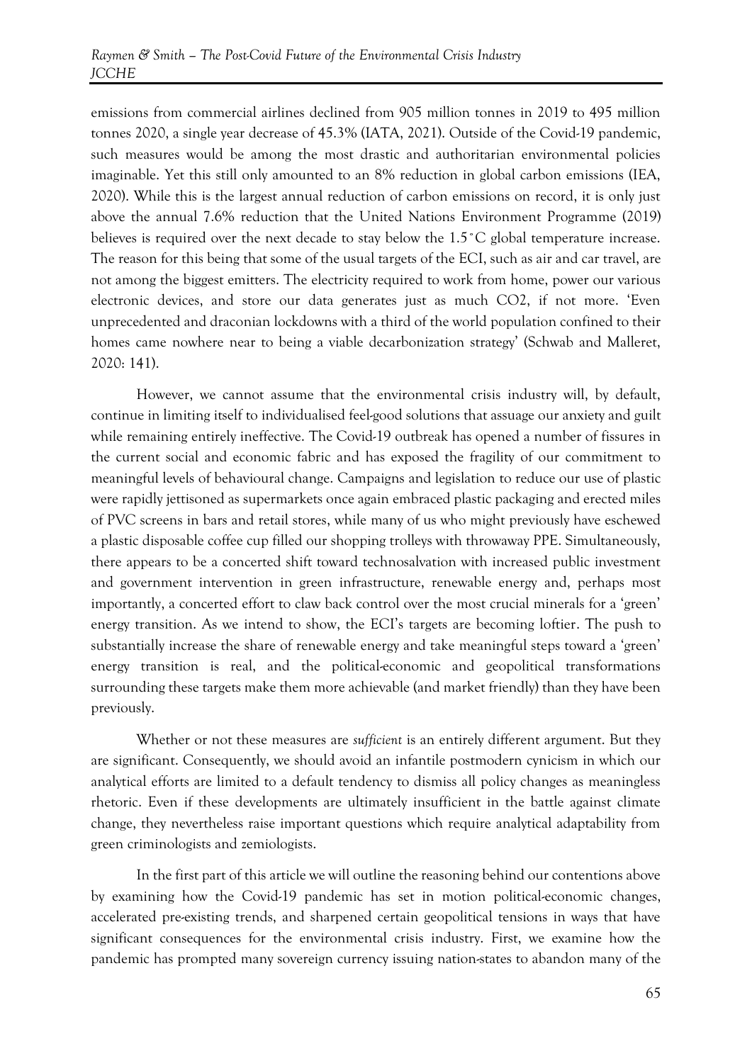emissions from commercial airlines declined from 905 million tonnes in 2019 to 495 million tonnes 2020, a single year decrease of 45.3% (IATA, 2021). Outside of the Covid-19 pandemic, such measures would be among the most drastic and authoritarian environmental policies imaginable. Yet this still only amounted to an 8% reduction in global carbon emissions (IEA, 2020). While this is the largest annual reduction of carbon emissions on record, it is only just above the annual 7.6% reduction that the United Nations Environment Programme (2019) believes is required over the next decade to stay below the 1.5˚C global temperature increase. The reason for this being that some of the usual targets of the ECI, such as air and car travel, are not among the biggest emitters. The electricity required to work from home, power our various electronic devices, and store our data generates just as much $CO_2$, if not more. 'Even unprecedented and draconian lockdowns with a third of the world population confined to their homes came nowhere near to being a viable decarbonization strategy' (Schwab and Malleret, 2020: 141).

However, we cannot assume that the environmental crisis industry will, by default, continue in limiting itself to individualised feel-good solutions that assuage our anxiety and guilt while remaining entirely ineffective. The Covid-19 outbreak has opened a number of fissures in the current social and economic fabric and has exposed the fragility of our commitment to meaningful levels of behavioural change. Campaigns and legislation to reduce our use of plastic were rapidly jettisoned as supermarkets once again embraced plastic packaging and erected miles of PVC screens in bars and retail stores, while many of us who might previously have eschewed a plastic disposable coffee cup filled our shopping trolleys with throwaway PPE. Simultaneously, there appears to be a concerted shift toward technosalvation with increased public investment and government intervention in green infrastructure, renewable energy and, perhaps most importantly, a concerted effort to claw back control over the most crucial minerals for a 'green' energy transition. As we intend to show, the ECI's targets are becoming loftier. The push to substantially increase the share of renewable energy and take meaningful steps toward a 'green' energy transition is real, and the political-economic and geopolitical transformations surrounding these targets make them more achievable (and market friendly) than they have been previously.

Whether or not these measures are *sufficient* is an entirely different argument. But they are significant. Consequently, we should avoid an infantile postmodern cynicism in which our analytical efforts are limited to a default tendency to dismiss all policy changes as meaningless rhetoric. Even if these developments are ultimately insufficient in the battle against climate change, they nevertheless raise important questions which require analytical adaptability from green criminologists and zemiologists.

In the first part of this article we will outline the reasoning behind our contentions above by examining how the Covid-19 pandemic has set in motion political-economic changes, accelerated pre-existing trends, and sharpened certain geopolitical tensions in ways that have significant consequences for the environmental crisis industry. First, we examine how the pandemic has prompted many sovereign currency issuing nation-states to abandon many of the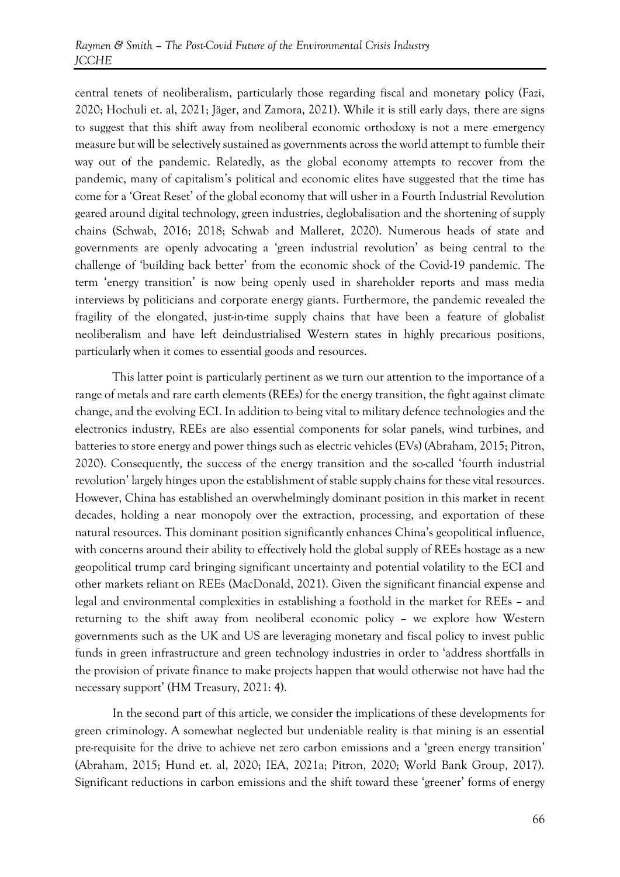central tenets of neoliberalism, particularly those regarding fiscal and monetary policy (Fazi, 2020; Hochuli et. al, 2021; Jäger, and Zamora, 2021). While it is still early days, there are signs to suggest that this shift away from neoliberal economic orthodoxy is not a mere emergency measure but will be selectively sustained as governments across the world attempt to fumble their way out of the pandemic. Relatedly, as the global economy attempts to recover from the pandemic, many of capitalism's political and economic elites have suggested that the time has come for a 'Great Reset' of the global economy that will usher in a Fourth Industrial Revolution geared around digital technology, green industries, deglobalisation and the shortening of supply chains (Schwab, 2016; 2018; Schwab and Malleret, 2020). Numerous heads of state and governments are openly advocating a 'green industrial revolution' as being central to the challenge of 'building back better' from the economic shock of the Covid-19 pandemic. The term 'energy transition' is now being openly used in shareholder reports and mass media interviews by politicians and corporate energy giants. Furthermore, the pandemic revealed the fragility of the elongated, just-in-time supply chains that have been a feature of globalist neoliberalism and have left deindustrialised Western states in highly precarious positions, particularly when it comes to essential goods and resources.

This latter point is particularly pertinent as we turn our attention to the importance of a range of metals and rare earth elements (REEs) for the energy transition, the fight against climate change, and the evolving ECI. In addition to being vital to military defence technologies and the electronics industry, REEs are also essential components for solar panels, wind turbines, and batteries to store energy and power things such as electric vehicles (EVs) (Abraham, 2015; Pitron, 2020). Consequently, the success of the energy transition and the so-called 'fourth industrial revolution' largely hinges upon the establishment of stable supply chains for these vital resources. However, China has established an overwhelmingly dominant position in this market in recent decades, holding a near monopoly over the extraction, processing, and exportation of these natural resources. This dominant position significantly enhances China's geopolitical influence, with concerns around their ability to effectively hold the global supply of REEs hostage as a new geopolitical trump card bringing significant uncertainty and potential volatility to the ECI and other markets reliant on REEs (MacDonald, 2021). Given the significant financial expense and legal and environmental complexities in establishing a foothold in the market for REEs – and returning to the shift away from neoliberal economic policy – we explore how Western governments such as the UK and US are leveraging monetary and fiscal policy to invest public funds in green infrastructure and green technology industries in order to 'address shortfalls in the provision of private finance to make projects happen that would otherwise not have had the necessary support' (HM Treasury, 2021: 4).

In the second part of this article, we consider the implications of these developments for green criminology. A somewhat neglected but undeniable reality is that mining is an essential pre-requisite for the drive to achieve net zero carbon emissions and a 'green energy transition' (Abraham, 2015; Hund et. al, 2020; IEA, 2021a; Pitron, 2020; World Bank Group, 2017). Significant reductions in carbon emissions and the shift toward these 'greener' forms of energy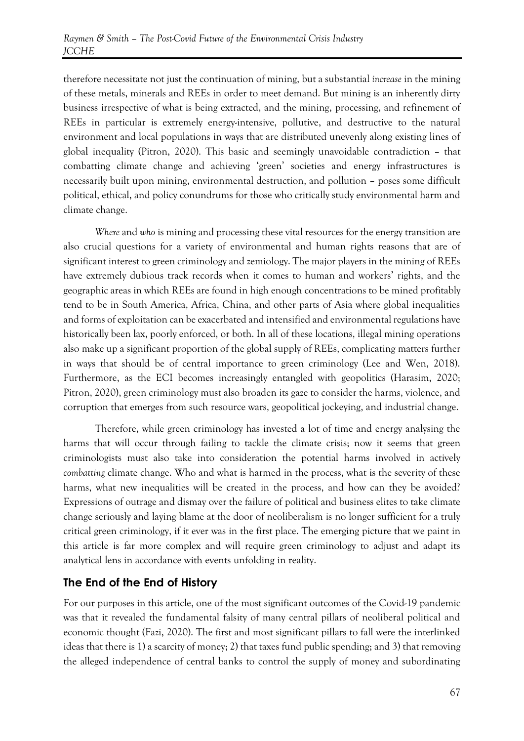therefore necessitate not just the continuation of mining, but a substantial *increase* in the mining of these metals, minerals and REEs in order to meet demand. But mining is an inherently dirty business irrespective of what is being extracted, and the mining, processing, and refinement of REEs in particular is extremely energy-intensive, pollutive, and destructive to the natural environment and local populations in ways that are distributed unevenly along existing lines of global inequality (Pitron, 2020). This basic and seemingly unavoidable contradiction – that combatting climate change and achieving 'green' societies and energy infrastructures is necessarily built upon mining, environmental destruction, and pollution – poses some difficult political, ethical, and policy conundrums for those who critically study environmental harm and climate change.

*Where* and *who* is mining and processing these vital resources for the energy transition are also crucial questions for a variety of environmental and human rights reasons that are of significant interest to green criminology and zemiology. The major players in the mining of REEs have extremely dubious track records when it comes to human and workers' rights, and the geographic areas in which REEs are found in high enough concentrations to be mined profitably tend to be in South America, Africa, China, and other parts of Asia where global inequalities and forms of exploitation can be exacerbated and intensified and environmental regulations have historically been lax, poorly enforced, or both. In all of these locations, illegal mining operations also make up a significant proportion of the global supply of REEs, complicating matters further in ways that should be of central importance to green criminology (Lee and Wen, 2018). Furthermore, as the ECI becomes increasingly entangled with geopolitics (Harasim, 2020; Pitron, 2020), green criminology must also broaden its gaze to consider the harms, violence, and corruption that emerges from such resource wars, geopolitical jockeying, and industrial change.

Therefore, while green criminology has invested a lot of time and energy analysing the harms that will occur through failing to tackle the climate crisis; now it seems that green criminologists must also take into consideration the potential harms involved in actively *combatting* climate change. Who and what is harmed in the process, what is the severity of these harms, what new inequalities will be created in the process, and how can they be avoided? Expressions of outrage and dismay over the failure of political and business elites to take climate change seriously and laying blame at the door of neoliberalism is no longer sufficient for a truly critical green criminology, if it ever was in the first place. The emerging picture that we paint in this article is far more complex and will require green criminology to adjust and adapt its analytical lens in accordance with events unfolding in reality.

## The End of the End of History

For our purposes in this article, one of the most significant outcomes of the Covid-19 pandemic was that it revealed the fundamental falsity of many central pillars of neoliberal political and economic thought (Fazi, 2020). The first and most significant pillars to fall were the interlinked ideas that there is 1) a scarcity of money; 2) that taxes fund public spending; and 3) that removing the alleged independence of central banks to control the supply of money and subordinating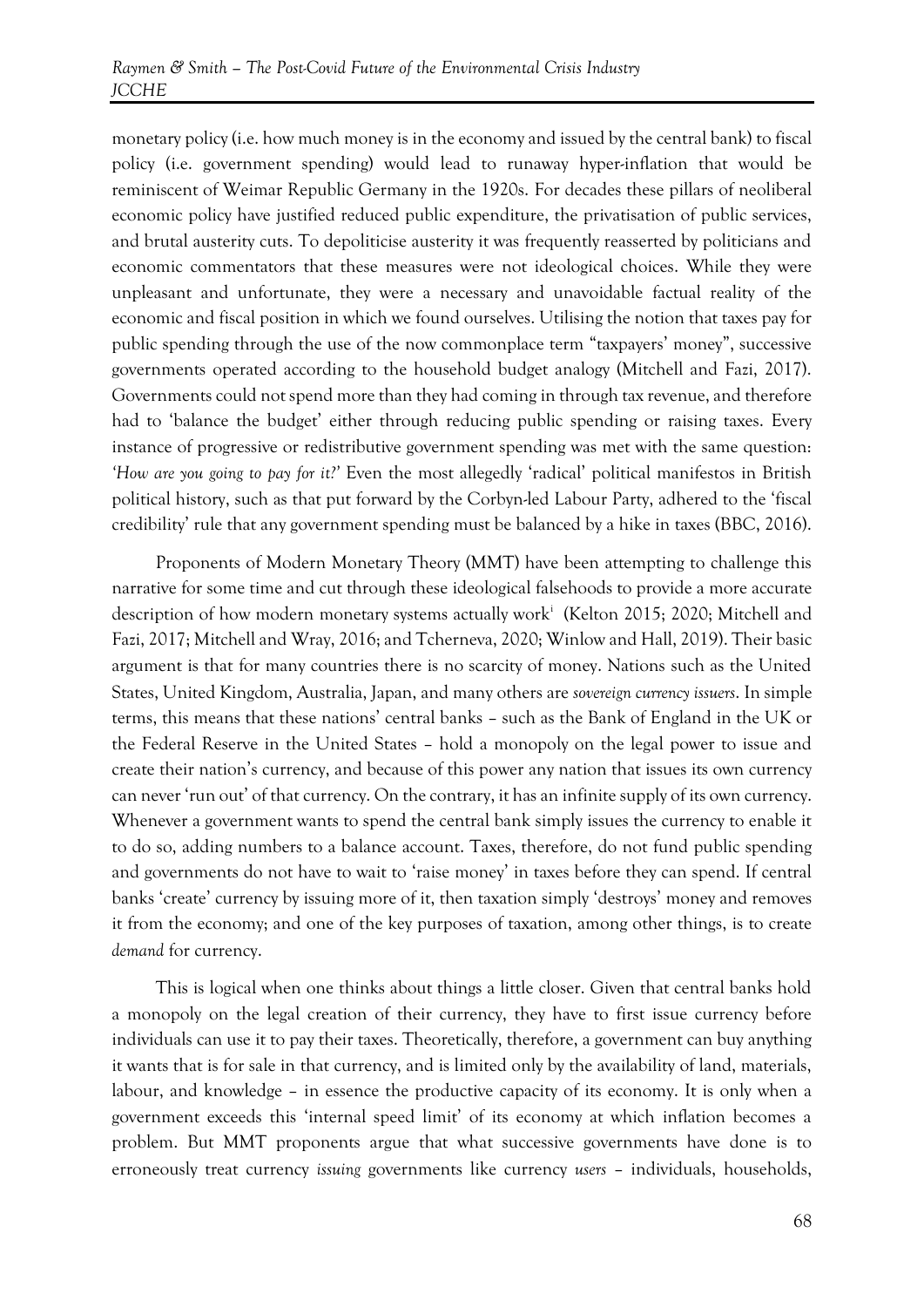monetary policy (i.e. how much money is in the economy and issued by the central bank) to fiscal policy (i.e. government spending) would lead to runaway hyper-inflation that would be reminiscent of Weimar Republic Germany in the 1920s. For decades these pillars of neoliberal economic policy have justified reduced public expenditure, the privatisation of public services, and brutal austerity cuts. To depoliticise austerity it was frequently reasserted by politicians and economic commentators that these measures were not ideological choices. While they were unpleasant and unfortunate, they were a necessary and unavoidable factual reality of the economic and fiscal position in which we found ourselves. Utilising the notion that taxes pay for public spending through the use of the now commonplace term "taxpayers' money", successive governments operated according to the household budget analogy (Mitchell and Fazi, 2017). Governments could not spend more than they had coming in through tax revenue, and therefore had to 'balance the budget' either through reducing public spending or raising taxes. Every instance of progressive or redistributive government spending was met with the same question: *'How are you going to pay for it?'* Even the most allegedly 'radical' political manifestos in British political history, such as that put forward by the Corbyn-led Labour Party, adhered to the 'fiscal credibility' rule that any government spending must be balanced by a hike in taxes (BBC, 2016).

Proponents of Modern Monetary Theory (MMT) have been attempting to challenge this narrative for some time and cut through these ideological falsehoods to provide a more accurate description of how modern monetary systems actually work[i] (Kelton 2015; 2020; Mitchell and Fazi, 2017; Mitchell and Wray, 2016; and Tcherneva, 2020; Winlow and Hall, 2019). Their basic argument is that for many countries there is no scarcity of money. Nations such as the United States, United Kingdom, Australia, Japan, and many others are *sovereign currency issuers*. In simple terms, this means that these nations' central banks – such as the Bank of England in the UK or the Federal Reserve in the United States – hold a monopoly on the legal power to issue and create their nation's currency, and because of this power any nation that issues its own currency can never 'run out' of that currency. On the contrary, it has an infinite supply of its own currency. Whenever a government wants to spend the central bank simply issues the currency to enable it to do so, adding numbers to a balance account. Taxes, therefore, do not fund public spending and governments do not have to wait to 'raise money' in taxes before they can spend. If central banks 'create' currency by issuing more of it, then taxation simply 'destroys' money and removes it from the economy; and one of the key purposes of taxation, among other things, is to create *demand* for currency.

This is logical when one thinks about things a little closer. Given that central banks hold a monopoly on the legal creation of their currency, they have to first issue currency before individuals can use it to pay their taxes. Theoretically, therefore, a government can buy anything it wants that is for sale in that currency, and is limited only by the availability of land, materials, labour, and knowledge – in essence the productive capacity of its economy. It is only when a government exceeds this 'internal speed limit' of its economy at which inflation becomes a problem. But MMT proponents argue that what successive governments have done is to erroneously treat currency *issuing* governments like currency *users* – individuals, households,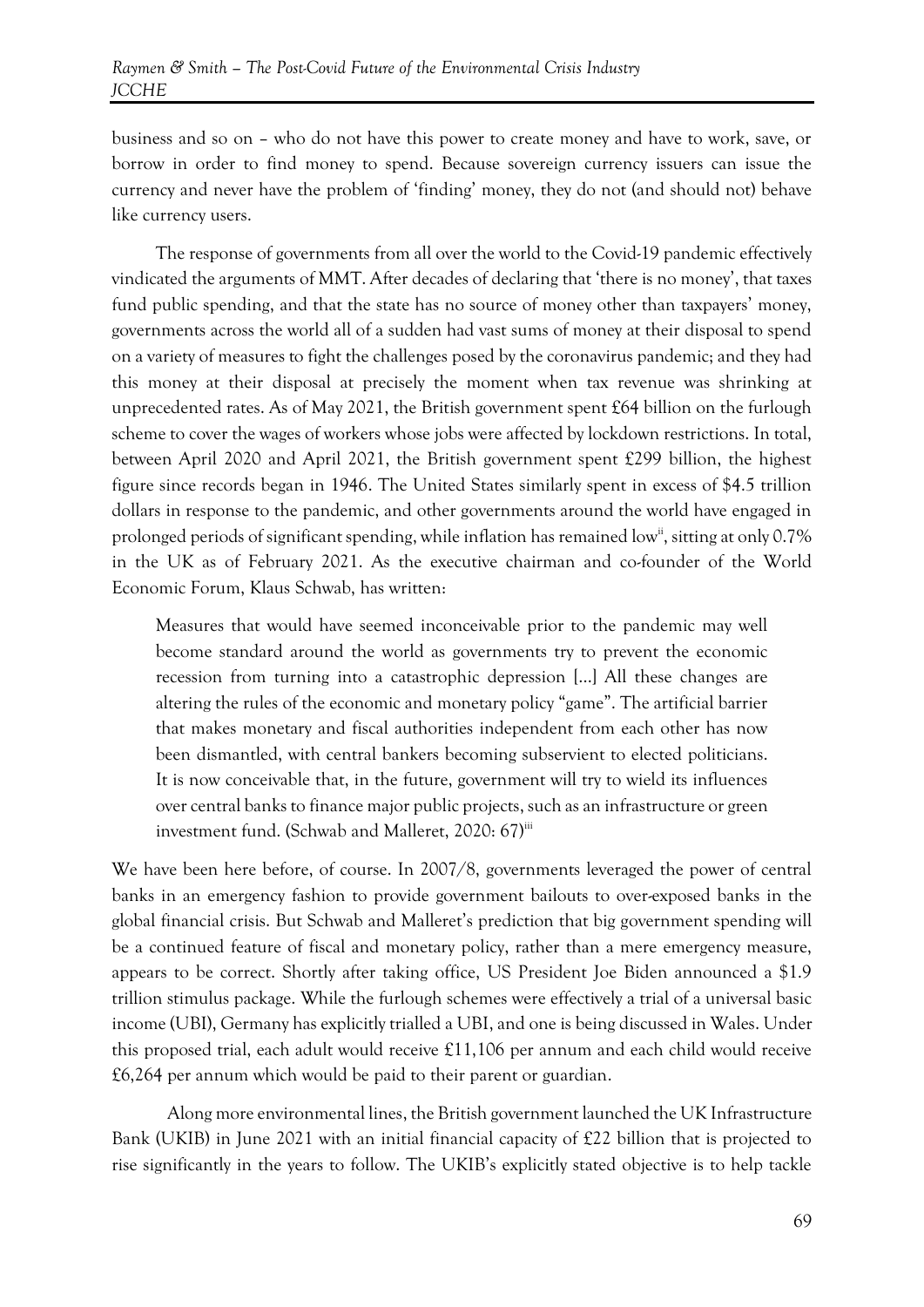business and so on – who do not have this power to create money and have to work, save, or borrow in order to find money to spend. Because sovereign currency issuers can issue the currency and never have the problem of 'finding' money, they do not (and should not) behave like currency users.

The response of governments from all over the world to the Covid-19 pandemic effectively vindicated the arguments of MMT. After decades of declaring that 'there is no money', that taxes fund public spending, and that the state has no source of money other than taxpayers' money, governments across the world all of a sudden had vast sums of money at their disposal to spend on a variety of measures to fight the challenges posed by the coronavirus pandemic; and they had this money at their disposal at precisely the moment when tax revenue was shrinking at unprecedented rates. As of May 2021, the British government spent £64 billion on the furlough scheme to cover the wages of workers whose jobs were affected by lockdown restrictions. In total, between April 2020 and April 2021, the British government spent £299 billion, the highest figure since records began in 1946. The United States similarly spent in excess of $4.5 trillion dollars in response to the pandemic, and other governments around the world have engaged in prolonged periods of significant spending, while inflation has remained low[ii], sitting at only 0.7% in the UK as of February 2021. As the executive chairman and co-founder of the World Economic Forum, Klaus Schwab, has written:

> Measures that would have seemed inconceivable prior to the pandemic may well become standard around the world as governments try to prevent the economic recession from turning into a catastrophic depression [...] All these changes are altering the rules of the economic and monetary policy "game". The artificial barrier that makes monetary and fiscal authorities independent from each other has now been dismantled, with central bankers becoming subservient to elected politicians. It is now conceivable that, in the future, government will try to wield its influences over central banks to finance major public projects, such as an infrastructure or green investment fund. (Schwab and Malleret, 2020: 67)[iii]

We have been here before, of course. In 2007/8, governments leveraged the power of central banks in an emergency fashion to provide government bailouts to over-exposed banks in the global financial crisis. But Schwab and Malleret's prediction that big government spending will be a continued feature of fiscal and monetary policy, rather than a mere emergency measure, appears to be correct. Shortly after taking office, US President Joe Biden announced a $1.9 trillion stimulus package. While the furlough schemes were effectively a trial of a universal basic income (UBI), Germany has explicitly trialled a UBI, and one is being discussed in Wales. Under this proposed trial, each adult would receive £11,106 per annum and each child would receive £6,264 per annum which would be paid to their parent or guardian.

Along more environmental lines, the British government launched the UK Infrastructure Bank (UKIB) in June 2021 with an initial financial capacity of £22 billion that is projected to rise significantly in the years to follow. The UKIB's explicitly stated objective is to help tackle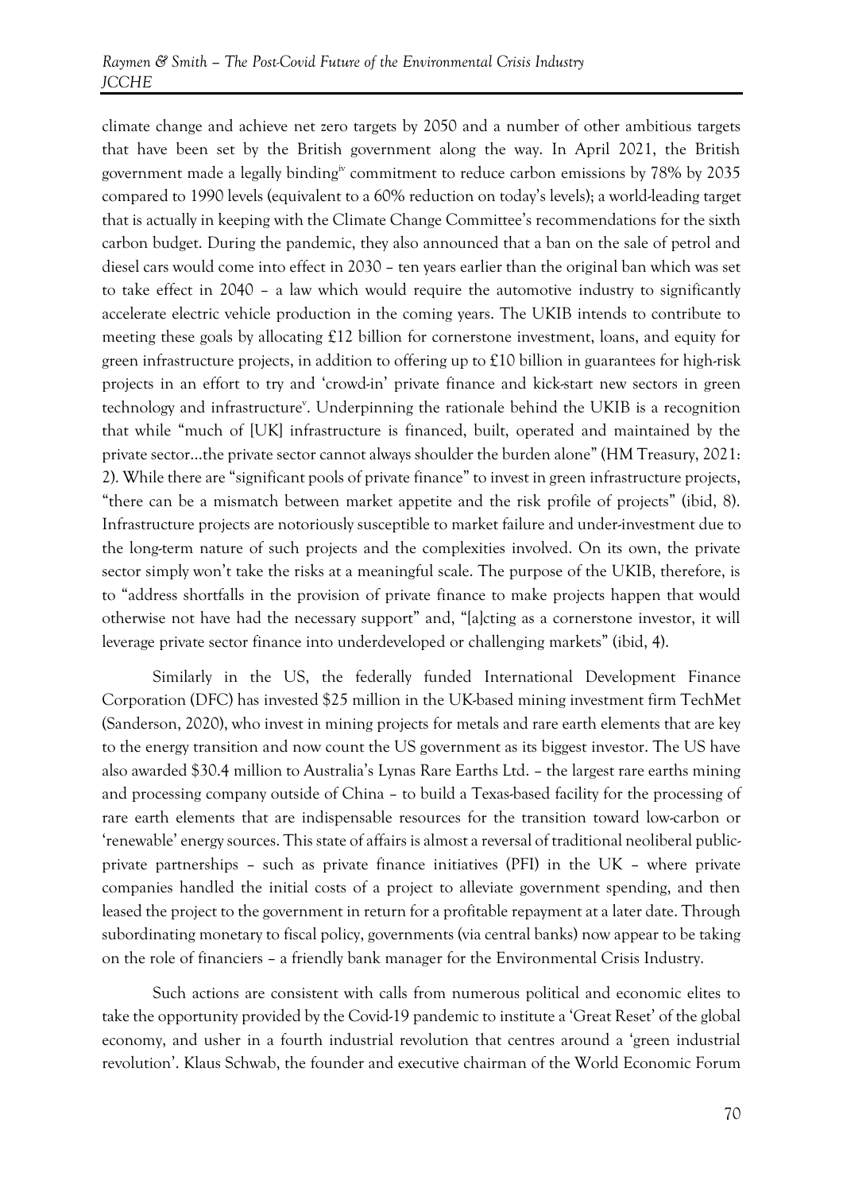climate change and achieve net zero targets by 2050 and a number of other ambitious targets that have been set by the British government along the way. In April 2021, the British government made a legally binding[iv] commitment to reduce carbon emissions by 78% by 2035 compared to 1990 levels (equivalent to a 60% reduction on today's levels); a world-leading target that is actually in keeping with the Climate Change Committee's recommendations for the sixth carbon budget. During the pandemic, they also announced that a ban on the sale of petrol and diesel cars would come into effect in 2030 – ten years earlier than the original ban which was set to take effect in 2040 – a law which would require the automotive industry to significantly accelerate electric vehicle production in the coming years. The UKIB intends to contribute to meeting these goals by allocating £12 billion for cornerstone investment, loans, and equity for green infrastructure projects, in addition to offering up to £10 billion in guarantees for high-risk projects in an effort to try and 'crowd-in' private finance and kick-start new sectors in green technology and infrastructure[v]. Underpinning the rationale behind the UKIB is a recognition that while "much of [UK] infrastructure is financed, built, operated and maintained by the private sector…the private sector cannot always shoulder the burden alone" (HM Treasury, 2021: 2). While there are "significant pools of private finance" to invest in green infrastructure projects, "there can be a mismatch between market appetite and the risk profile of projects" (ibid, 8). Infrastructure projects are notoriously susceptible to market failure and under-investment due to the long-term nature of such projects and the complexities involved. On its own, the private sector simply won't take the risks at a meaningful scale. The purpose of the UKIB, therefore, is to "address shortfalls in the provision of private finance to make projects happen that would otherwise not have had the necessary support" and, "[a]cting as a cornerstone investor, it will leverage private sector finance into underdeveloped or challenging markets" (ibid, 4).

Similarly in the US, the federally funded International Development Finance Corporation (DFC) has invested $25 million in the UK-based mining investment firm TechMet (Sanderson, 2020), who invest in mining projects for metals and rare earth elements that are key to the energy transition and now count the US government as its biggest investor. The US have also awarded $30.4 million to Australia's Lynas Rare Earths Ltd. – the largest rare earths mining and processing company outside of China – to build a Texas-based facility for the processing of rare earth elements that are indispensable resources for the transition toward low-carbon or 'renewable' energy sources. This state of affairs is almost a reversal of traditional neoliberal public-private partnerships – such as private finance initiatives (PFI) in the UK – where private companies handled the initial costs of a project to alleviate government spending, and then leased the project to the government in return for a profitable repayment at a later date. Through subordinating monetary to fiscal policy, governments (via central banks) now appear to be taking on the role of financiers – a friendly bank manager for the Environmental Crisis Industry.

Such actions are consistent with calls from numerous political and economic elites to take the opportunity provided by the Covid-19 pandemic to institute a 'Great Reset' of the global economy, and usher in a fourth industrial revolution that centres around a 'green industrial revolution'. Klaus Schwab, the founder and executive chairman of the World Economic Forum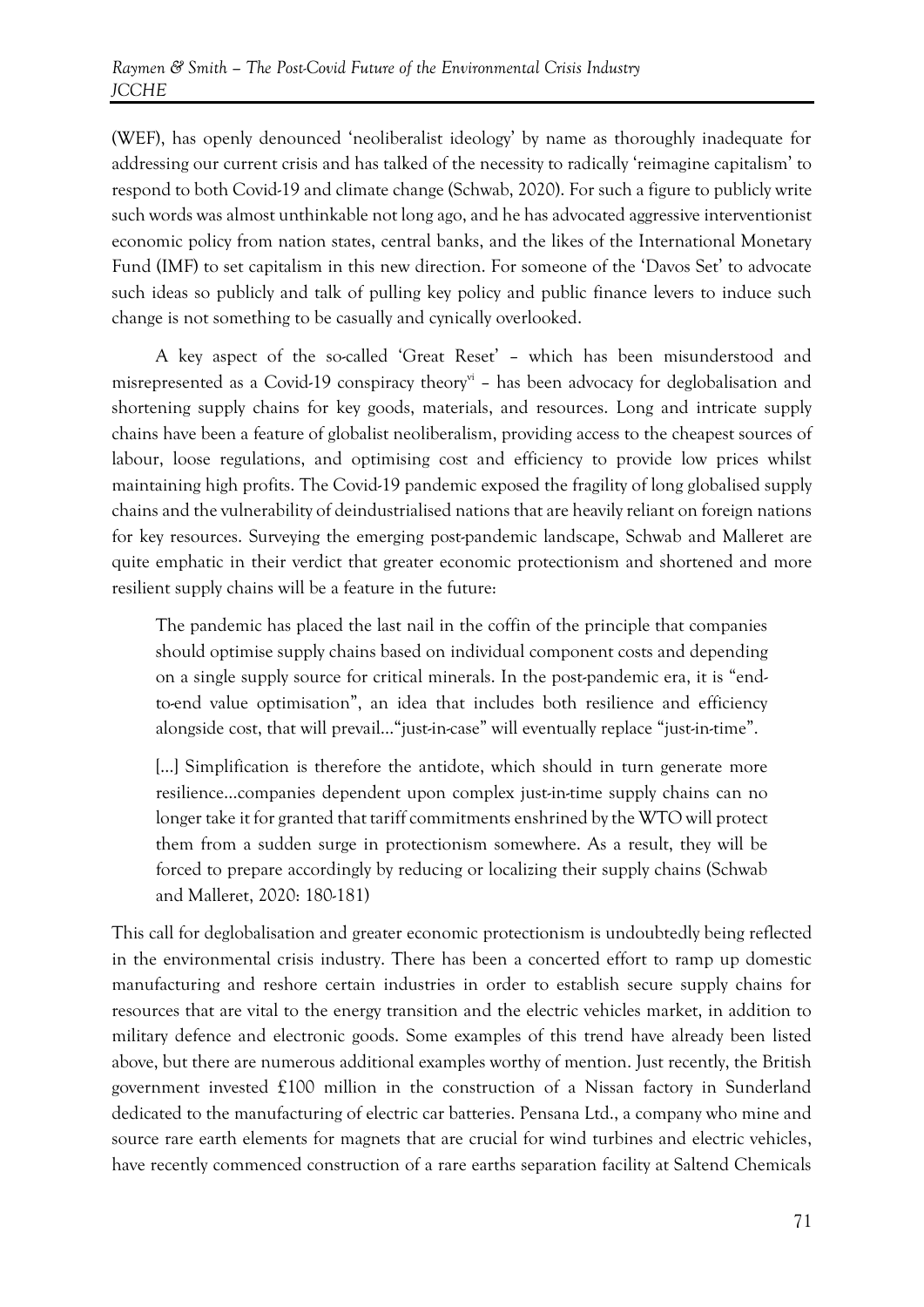(WEF), has openly denounced 'neoliberalist ideology' by name as thoroughly inadequate for addressing our current crisis and has talked of the necessity to radically 'reimagine capitalism' to respond to both Covid-19 and climate change (Schwab, 2020). For such a figure to publicly write such words was almost unthinkable not long ago, and he has advocated aggressive interventionist economic policy from nation states, central banks, and the likes of the International Monetary Fund (IMF) to set capitalism in this new direction. For someone of the 'Davos Set' to advocate such ideas so publicly and talk of pulling key policy and public finance levers to induce such change is not something to be casually and cynically overlooked.

A key aspect of the so-called 'Great Reset' – which has been misunderstood and misrepresented as a Covid-19 conspiracy theory[vi] – has been advocacy for deglobalisation and shortening supply chains for key goods, materials, and resources. Long and intricate supply chains have been a feature of globalist neoliberalism, providing access to the cheapest sources of labour, loose regulations, and optimising cost and efficiency to provide low prices whilst maintaining high profits. The Covid-19 pandemic exposed the fragility of long globalised supply chains and the vulnerability of deindustrialised nations that are heavily reliant on foreign nations for key resources. Surveying the emerging post-pandemic landscape, Schwab and Malleret are quite emphatic in their verdict that greater economic protectionism and shortened and more resilient supply chains will be a feature in the future:

> The pandemic has placed the last nail in the coffin of the principle that companies should optimise supply chains based on individual component costs and depending on a single supply source for critical minerals. In the post-pandemic era, it is "end-to-end value optimisation", an idea that includes both resilience and efficiency alongside cost, that will prevail…"just-in-case" will eventually replace "just-in-time".
>
> […] Simplification is therefore the antidote, which should in turn generate more resilience…companies dependent upon complex just-in-time supply chains can no longer take it for granted that tariff commitments enshrined by the WTO will protect them from a sudden surge in protectionism somewhere. As a result, they will be forced to prepare accordingly by reducing or localizing their supply chains (Schwab and Malleret, 2020: 180-181)

This call for deglobalisation and greater economic protectionism is undoubtedly being reflected in the environmental crisis industry. There has been a concerted effort to ramp up domestic manufacturing and reshore certain industries in order to establish secure supply chains for resources that are vital to the energy transition and the electric vehicles market, in addition to military defence and electronic goods. Some examples of this trend have already been listed above, but there are numerous additional examples worthy of mention. Just recently, the British government invested £100 million in the construction of a Nissan factory in Sunderland dedicated to the manufacturing of electric car batteries. Pensana Ltd., a company who mine and source rare earth elements for magnets that are crucial for wind turbines and electric vehicles, have recently commenced construction of a rare earths separation facility at Saltend Chemicals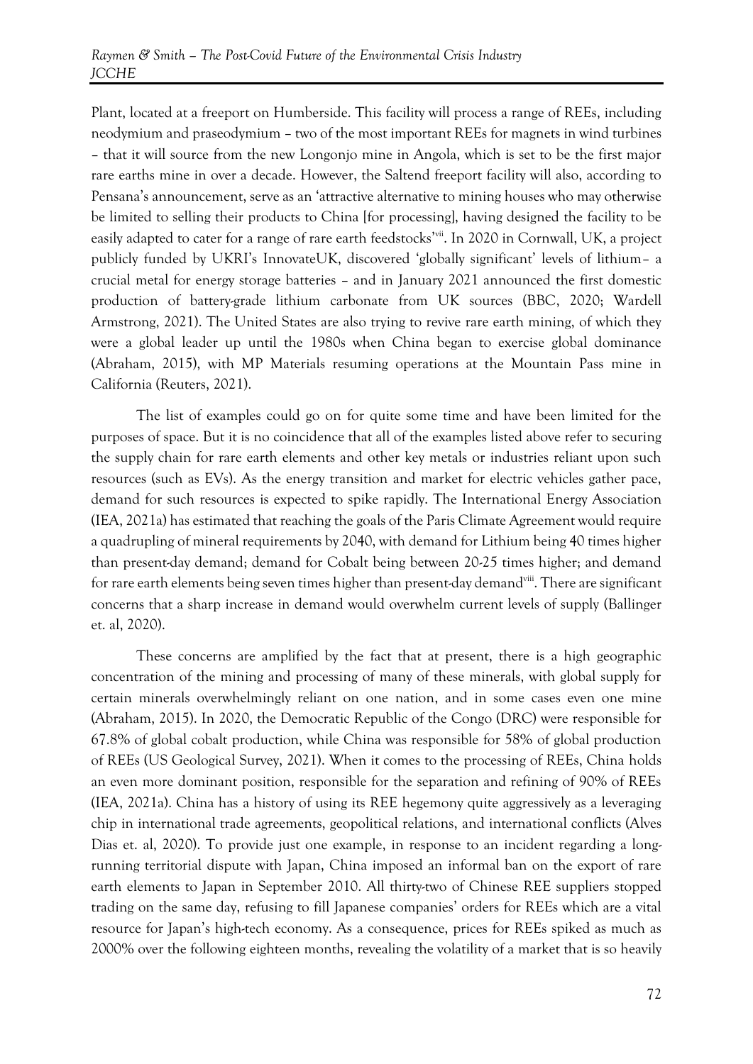Plant, located at a freeport on Humberside. This facility will process a range of REEs, including neodymium and praseodymium – two of the most important REEs for magnets in wind turbines – that it will source from the new Longonjo mine in Angola, which is set to be the first major rare earths mine in over a decade. However, the Saltend freeport facility will also, according to Pensana's announcement, serve as an 'attractive alternative to mining houses who may otherwise be limited to selling their products to China [for processing], having designed the facility to be easily adapted to cater for a range of rare earth feedstocks'[vii]. In 2020 in Cornwall, UK, a project publicly funded by UKRI's InnovateUK, discovered 'globally significant' levels of lithium– a crucial metal for energy storage batteries – and in January 2021 announced the first domestic production of battery-grade lithium carbonate from UK sources (BBC, 2020; Wardell Armstrong, 2021). The United States are also trying to revive rare earth mining, of which they were a global leader up until the 1980s when China began to exercise global dominance (Abraham, 2015), with MP Materials resuming operations at the Mountain Pass mine in California (Reuters, 2021).

The list of examples could go on for quite some time and have been limited for the purposes of space. But it is no coincidence that all of the examples listed above refer to securing the supply chain for rare earth elements and other key metals or industries reliant upon such resources (such as EVs). As the energy transition and market for electric vehicles gather pace, demand for such resources is expected to spike rapidly. The International Energy Association (IEA, 2021a) has estimated that reaching the goals of the Paris Climate Agreement would require a quadrupling of mineral requirements by 2040, with demand for Lithium being 40 times higher than present-day demand; demand for Cobalt being between 20-25 times higher; and demand for rare earth elements being seven times higher than present-day demand[viii]. There are significant concerns that a sharp increase in demand would overwhelm current levels of supply (Ballinger et. al, 2020).

These concerns are amplified by the fact that at present, there is a high geographic concentration of the mining and processing of many of these minerals, with global supply for certain minerals overwhelmingly reliant on one nation, and in some cases even one mine (Abraham, 2015). In 2020, the Democratic Republic of the Congo (DRC) were responsible for 67.8% of global cobalt production, while China was responsible for 58% of global production of REEs (US Geological Survey, 2021). When it comes to the processing of REEs, China holds an even more dominant position, responsible for the separation and refining of 90% of REEs (IEA, 2021a). China has a history of using its REE hegemony quite aggressively as a leveraging chip in international trade agreements, geopolitical relations, and international conflicts (Alves Dias et. al, 2020). To provide just one example, in response to an incident regarding a long-running territorial dispute with Japan, China imposed an informal ban on the export of rare earth elements to Japan in September 2010. All thirty-two of Chinese REE suppliers stopped trading on the same day, refusing to fill Japanese companies' orders for REEs which are a vital resource for Japan's high-tech economy. As a consequence, prices for REEs spiked as much as 2000% over the following eighteen months, revealing the volatility of a market that is so heavily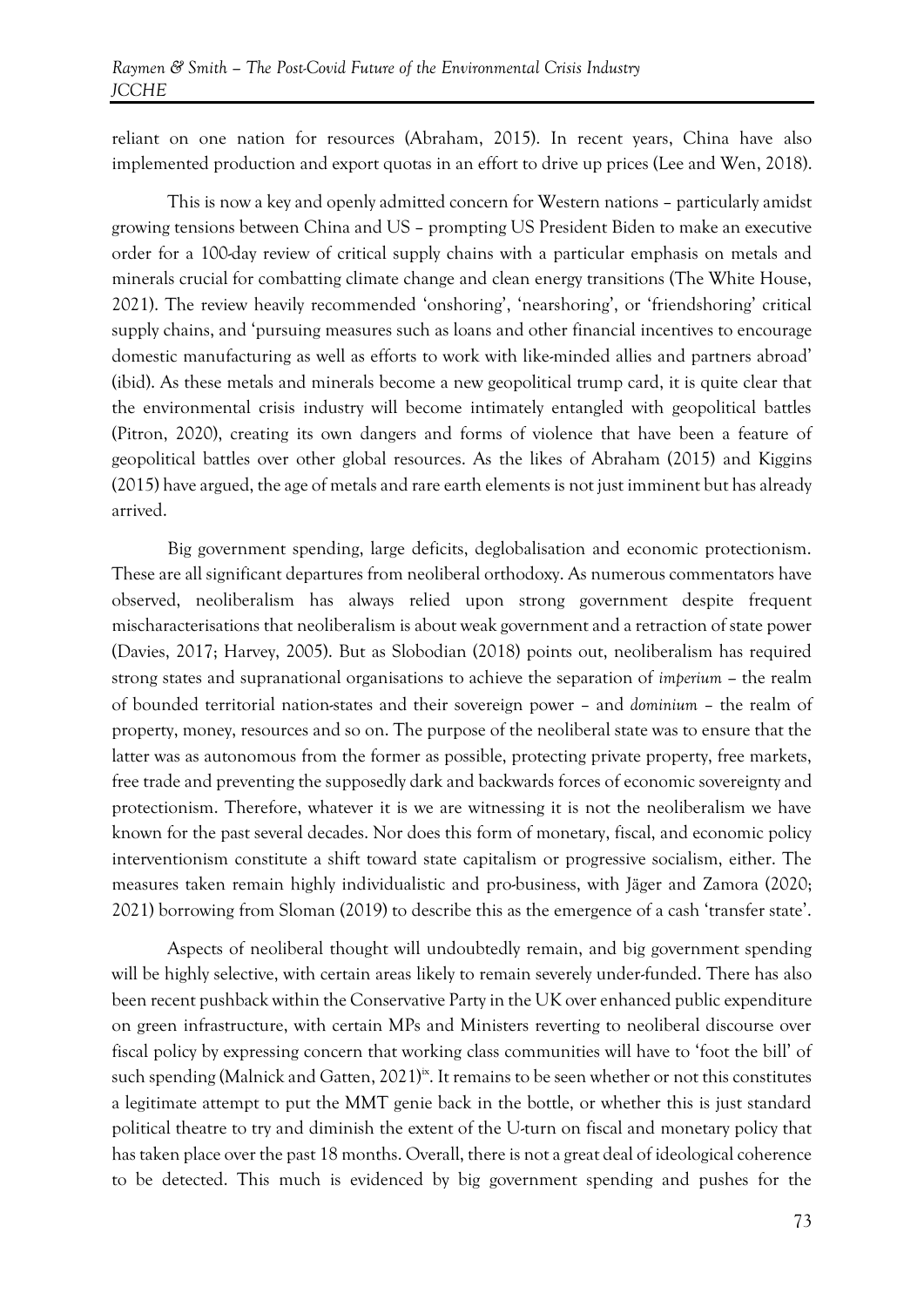reliant on one nation for resources (Abraham, 2015). In recent years, China have also implemented production and export quotas in an effort to drive up prices (Lee and Wen, 2018).

This is now a key and openly admitted concern for Western nations – particularly amidst growing tensions between China and US – prompting US President Biden to make an executive order for a 100-day review of critical supply chains with a particular emphasis on metals and minerals crucial for combatting climate change and clean energy transitions (The White House, 2021). The review heavily recommended 'onshoring', 'nearshoring', or 'friendshoring' critical supply chains, and 'pursuing measures such as loans and other financial incentives to encourage domestic manufacturing as well as efforts to work with like-minded allies and partners abroad' (ibid). As these metals and minerals become a new geopolitical trump card, it is quite clear that the environmental crisis industry will become intimately entangled with geopolitical battles (Pitron, 2020), creating its own dangers and forms of violence that have been a feature of geopolitical battles over other global resources. As the likes of Abraham (2015) and Kiggins (2015) have argued, the age of metals and rare earth elements is not just imminent but has already arrived.

Big government spending, large deficits, deglobalisation and economic protectionism. These are all significant departures from neoliberal orthodoxy. As numerous commentators have observed, neoliberalism has always relied upon strong government despite frequent mischaracterisations that neoliberalism is about weak government and a retraction of state power (Davies, 2017; Harvey, 2005). But as Slobodian (2018) points out, neoliberalism has required strong states and supranational organisations to achieve the separation of *imperium* – the realm of bounded territorial nation-states and their sovereign power – and *dominium* – the realm of property, money, resources and so on. The purpose of the neoliberal state was to ensure that the latter was as autonomous from the former as possible, protecting private property, free markets, free trade and preventing the supposedly dark and backwards forces of economic sovereignty and protectionism. Therefore, whatever it is we are witnessing it is not the neoliberalism we have known for the past several decades. Nor does this form of monetary, fiscal, and economic policy interventionism constitute a shift toward state capitalism or progressive socialism, either. The measures taken remain highly individualistic and pro-business, with Jäger and Zamora (2020; 2021) borrowing from Sloman (2019) to describe this as the emergence of a cash 'transfer state'.

Aspects of neoliberal thought will undoubtedly remain, and big government spending will be highly selective, with certain areas likely to remain severely under-funded. There has also been recent pushback within the Conservative Party in the UK over enhanced public expenditure on green infrastructure, with certain MPs and Ministers reverting to neoliberal discourse over fiscal policy by expressing concern that working class communities will have to 'foot the bill' of such spending (Malnick and Gatten, 2021)[ix]. It remains to be seen whether or not this constitutes a legitimate attempt to put the MMT genie back in the bottle, or whether this is just standard political theatre to try and diminish the extent of the U-turn on fiscal and monetary policy that has taken place over the past 18 months. Overall, there is not a great deal of ideological coherence to be detected. This much is evidenced by big government spending and pushes for the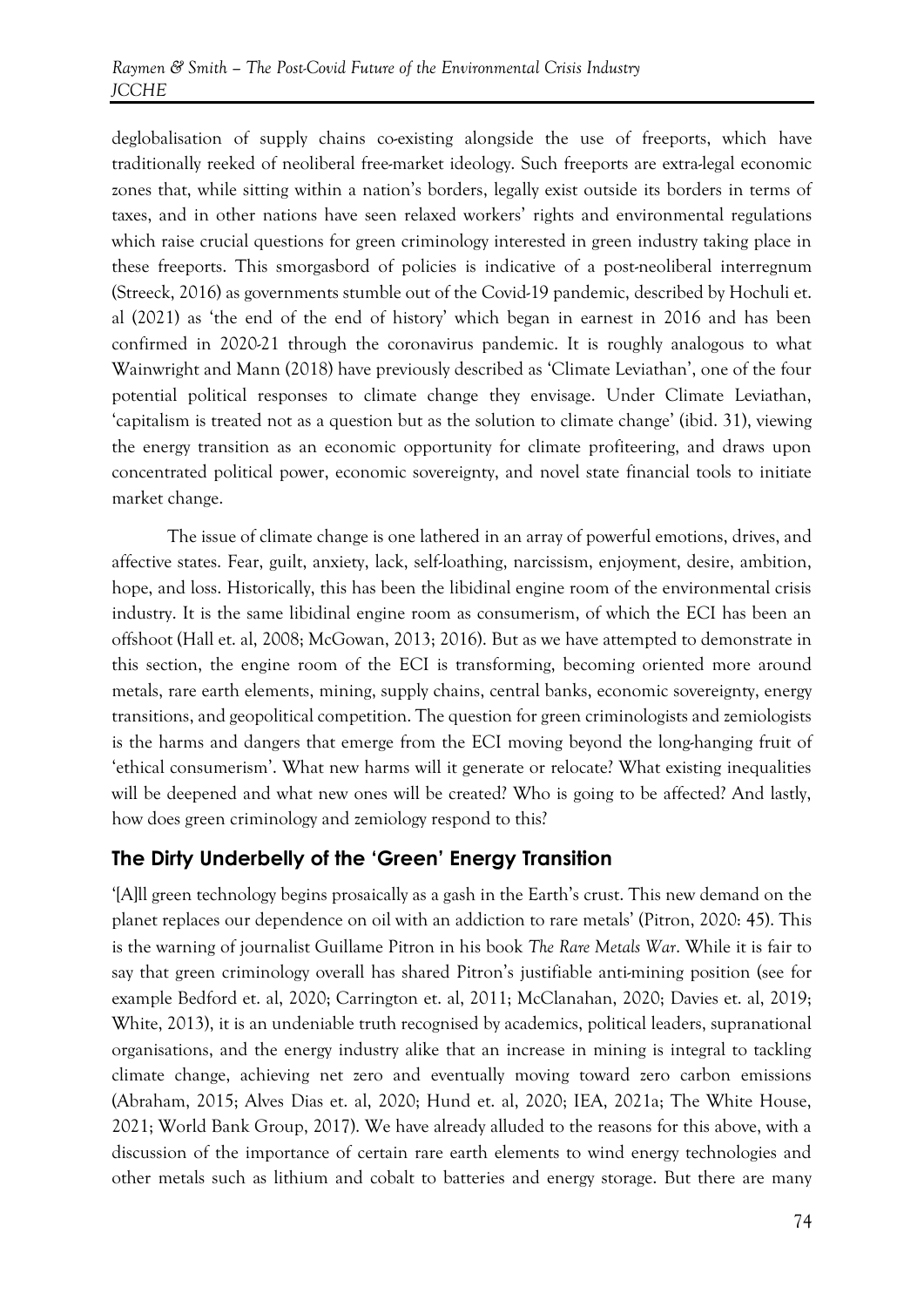deglobalisation of supply chains co-existing alongside the use of freeports, which have traditionally reeked of neoliberal free-market ideology. Such freeports are extra-legal economic zones that, while sitting within a nation's borders, legally exist outside its borders in terms of taxes, and in other nations have seen relaxed workers' rights and environmental regulations which raise crucial questions for green criminology interested in green industry taking place in these freeports. This smorgasbord of policies is indicative of a post-neoliberal interregnum (Streeck, 2016) as governments stumble out of the Covid-19 pandemic, described by Hochuli et. al (2021) as 'the end of the end of history' which began in earnest in 2016 and has been confirmed in 2020-21 through the coronavirus pandemic. It is roughly analogous to what Wainwright and Mann (2018) have previously described as 'Climate Leviathan', one of the four potential political responses to climate change they envisage. Under Climate Leviathan, 'capitalism is treated not as a question but as the solution to climate change' (ibid. 31), viewing the energy transition as an economic opportunity for climate profiteering, and draws upon concentrated political power, economic sovereignty, and novel state financial tools to initiate market change.

The issue of climate change is one lathered in an array of powerful emotions, drives, and affective states. Fear, guilt, anxiety, lack, self-loathing, narcissism, enjoyment, desire, ambition, hope, and loss. Historically, this has been the libidinal engine room of the environmental crisis industry. It is the same libidinal engine room as consumerism, of which the ECI has been an offshoot (Hall et. al, 2008; McGowan, 2013; 2016). But as we have attempted to demonstrate in this section, the engine room of the ECI is transforming, becoming oriented more around metals, rare earth elements, mining, supply chains, central banks, economic sovereignty, energy transitions, and geopolitical competition. The question for green criminologists and zemiologists is the harms and dangers that emerge from the ECI moving beyond the long-hanging fruit of 'ethical consumerism'. What new harms will it generate or relocate? What existing inequalities will be deepened and what new ones will be created? Who is going to be affected? And lastly, how does green criminology and zemiology respond to this?

## The Dirty Underbelly of the 'Green' Energy Transition

'[A]ll green technology begins prosaically as a gash in the Earth's crust. This new demand on the planet replaces our dependence on oil with an addiction to rare metals' (Pitron, 2020: 45). This is the warning of journalist Guillame Pitron in his book *The Rare Metals War*. While it is fair to say that green criminology overall has shared Pitron's justifiable anti-mining position (see for example Bedford et. al, 2020; Carrington et. al, 2011; McClanahan, 2020; Davies et. al, 2019; White, 2013), it is an undeniable truth recognised by academics, political leaders, supranational organisations, and the energy industry alike that an increase in mining is integral to tackling climate change, achieving net zero and eventually moving toward zero carbon emissions (Abraham, 2015; Alves Dias et. al, 2020; Hund et. al, 2020; IEA, 2021a; The White House, 2021; World Bank Group, 2017). We have already alluded to the reasons for this above, with a discussion of the importance of certain rare earth elements to wind energy technologies and other metals such as lithium and cobalt to batteries and energy storage. But there are many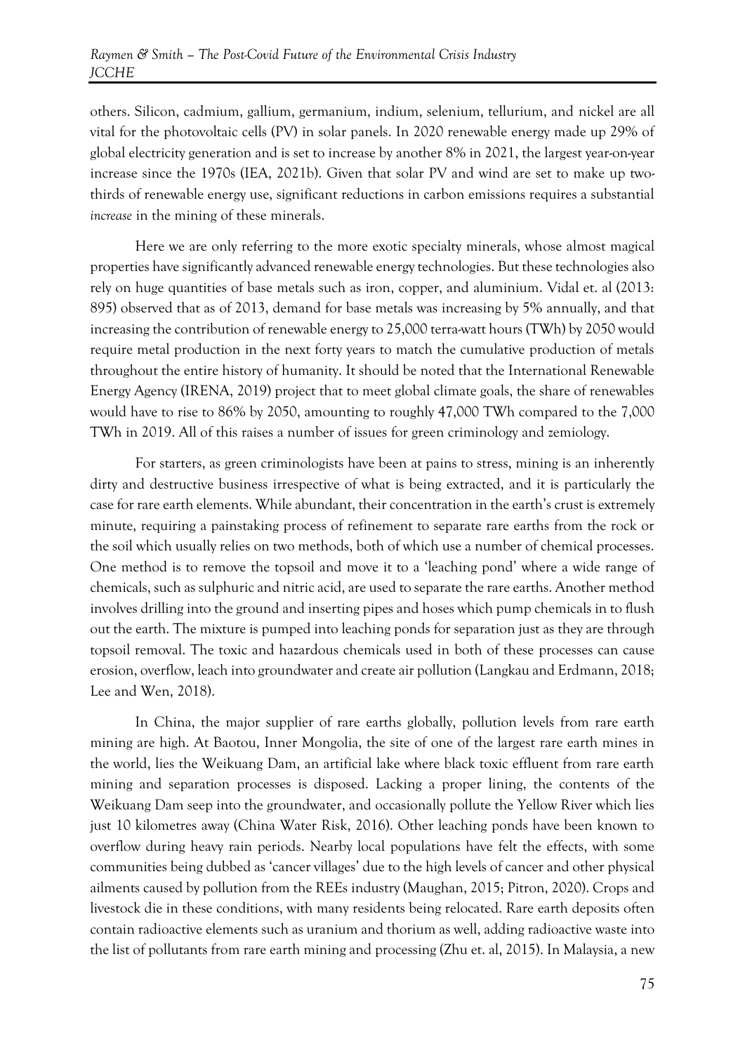others. Silicon, cadmium, gallium, germanium, indium, selenium, tellurium, and nickel are all vital for the photovoltaic cells (PV) in solar panels. In 2020 renewable energy made up 29% of global electricity generation and is set to increase by another 8% in 2021, the largest year-on-year increase since the 1970s (IEA, 2021b). Given that solar PV and wind are set to make up two-thirds of renewable energy use, significant reductions in carbon emissions requires a substantial *increase* in the mining of these minerals.

Here we are only referring to the more exotic specialty minerals, whose almost magical properties have significantly advanced renewable energy technologies. But these technologies also rely on huge quantities of base metals such as iron, copper, and aluminium. Vidal et. al (2013: 895) observed that as of 2013, demand for base metals was increasing by 5% annually, and that increasing the contribution of renewable energy to 25,000 terra-watt hours (TWh) by 2050 would require metal production in the next forty years to match the cumulative production of metals throughout the entire history of humanity. It should be noted that the International Renewable Energy Agency (IRENA, 2019) project that to meet global climate goals, the share of renewables would have to rise to 86% by 2050, amounting to roughly 47,000 TWh compared to the 7,000 TWh in 2019. All of this raises a number of issues for green criminology and zemiology.

For starters, as green criminologists have been at pains to stress, mining is an inherently dirty and destructive business irrespective of what is being extracted, and it is particularly the case for rare earth elements. While abundant, their concentration in the earth's crust is extremely minute, requiring a painstaking process of refinement to separate rare earths from the rock or the soil which usually relies on two methods, both of which use a number of chemical processes. One method is to remove the topsoil and move it to a 'leaching pond' where a wide range of chemicals, such as sulphuric and nitric acid, are used to separate the rare earths. Another method involves drilling into the ground and inserting pipes and hoses which pump chemicals in to flush out the earth. The mixture is pumped into leaching ponds for separation just as they are through topsoil removal. The toxic and hazardous chemicals used in both of these processes can cause erosion, overflow, leach into groundwater and create air pollution (Langkau and Erdmann, 2018; Lee and Wen, 2018).

In China, the major supplier of rare earths globally, pollution levels from rare earth mining are high. At Baotou, Inner Mongolia, the site of one of the largest rare earth mines in the world, lies the Weikuang Dam, an artificial lake where black toxic effluent from rare earth mining and separation processes is disposed. Lacking a proper lining, the contents of the Weikuang Dam seep into the groundwater, and occasionally pollute the Yellow River which lies just 10 kilometres away (China Water Risk, 2016). Other leaching ponds have been known to overflow during heavy rain periods. Nearby local populations have felt the effects, with some communities being dubbed as 'cancer villages' due to the high levels of cancer and other physical ailments caused by pollution from the REEs industry (Maughan, 2015; Pitron, 2020). Crops and livestock die in these conditions, with many residents being relocated. Rare earth deposits often contain radioactive elements such as uranium and thorium as well, adding radioactive waste into the list of pollutants from rare earth mining and processing (Zhu et. al, 2015). In Malaysia, a new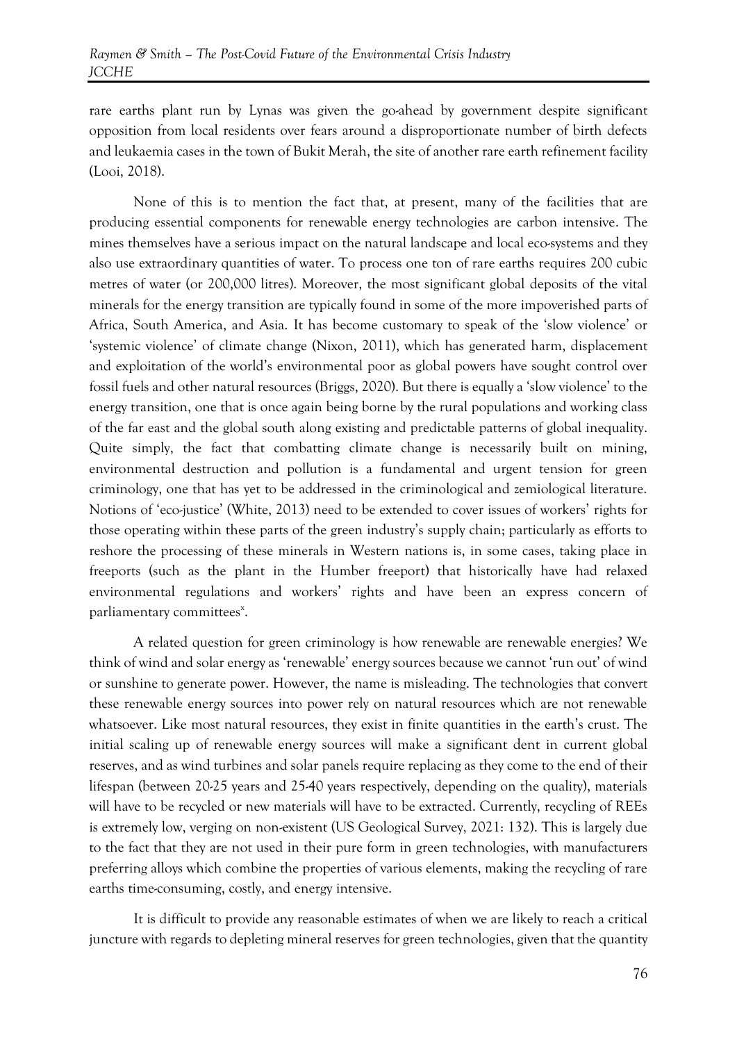rare earths plant run by Lynas was given the go-ahead by government despite significant opposition from local residents over fears around a disproportionate number of birth defects and leukaemia cases in the town of Bukit Merah, the site of another rare earth refinement facility (Looi, 2018).

None of this is to mention the fact that, at present, many of the facilities that are producing essential components for renewable energy technologies are carbon intensive. The mines themselves have a serious impact on the natural landscape and local eco-systems and they also use extraordinary quantities of water. To process one ton of rare earths requires 200 cubic metres of water (or 200,000 litres). Moreover, the most significant global deposits of the vital minerals for the energy transition are typically found in some of the more impoverished parts of Africa, South America, and Asia. It has become customary to speak of the 'slow violence' or 'systemic violence' of climate change (Nixon, 2011), which has generated harm, displacement and exploitation of the world's environmental poor as global powers have sought control over fossil fuels and other natural resources (Briggs, 2020). But there is equally a 'slow violence' to the energy transition, one that is once again being borne by the rural populations and working class of the far east and the global south along existing and predictable patterns of global inequality. Quite simply, the fact that combatting climate change is necessarily built on mining, environmental destruction and pollution is a fundamental and urgent tension for green criminology, one that has yet to be addressed in the criminological and zemiological literature. Notions of 'eco-justice' (White, 2013) need to be extended to cover issues of workers' rights for those operating within these parts of the green industry's supply chain; particularly as efforts to reshore the processing of these minerals in Western nations is, in some cases, taking place in freeports (such as the plant in the Humber freeport) that historically have had relaxed environmental regulations and workers' rights and have been an express concern of parliamentary committees[x].

A related question for green criminology is how renewable are renewable energies? We think of wind and solar energy as 'renewable' energy sources because we cannot 'run out' of wind or sunshine to generate power. However, the name is misleading. The technologies that convert these renewable energy sources into power rely on natural resources which are not renewable whatsoever. Like most natural resources, they exist in finite quantities in the earth's crust. The initial scaling up of renewable energy sources will make a significant dent in current global reserves, and as wind turbines and solar panels require replacing as they come to the end of their lifespan (between 20-25 years and 25-40 years respectively, depending on the quality), materials will have to be recycled or new materials will have to be extracted. Currently, recycling of REEs is extremely low, verging on non-existent (US Geological Survey, 2021: 132). This is largely due to the fact that they are not used in their pure form in green technologies, with manufacturers preferring alloys which combine the properties of various elements, making the recycling of rare earths time-consuming, costly, and energy intensive.

It is difficult to provide any reasonable estimates of when we are likely to reach a critical juncture with regards to depleting mineral reserves for green technologies, given that the quantity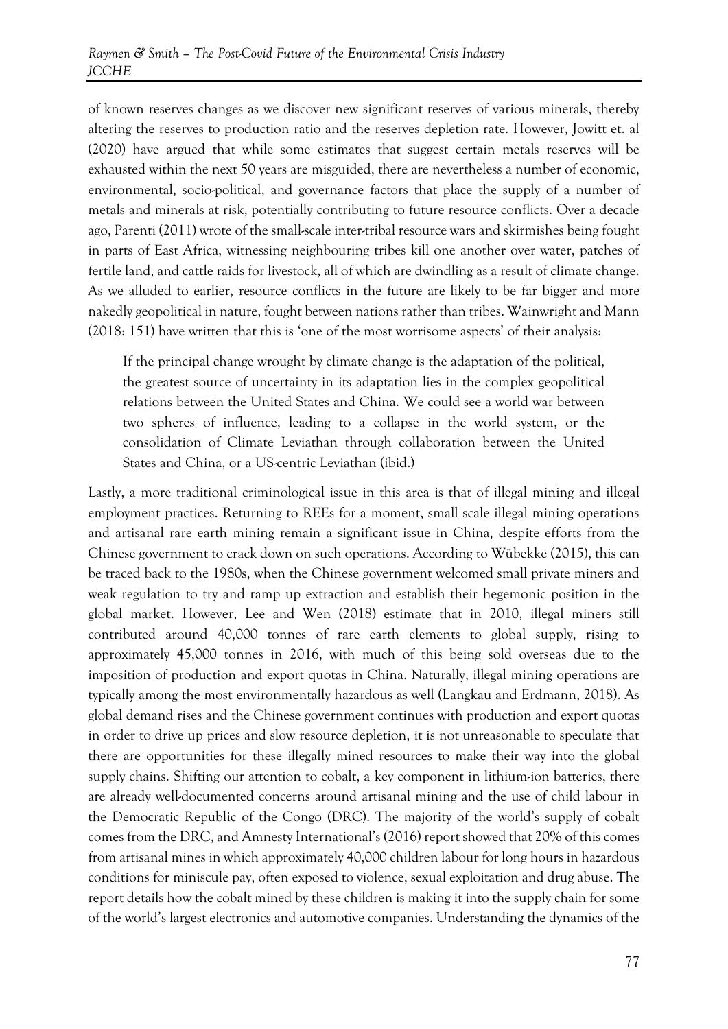of known reserves changes as we discover new significant reserves of various minerals, thereby altering the reserves to production ratio and the reserves depletion rate. However, Jowitt et. al (2020) have argued that while some estimates that suggest certain metals reserves will be exhausted within the next 50 years are misguided, there are nevertheless a number of economic, environmental, socio-political, and governance factors that place the supply of a number of metals and minerals at risk, potentially contributing to future resource conflicts. Over a decade ago, Parenti (2011) wrote of the small-scale inter-tribal resource wars and skirmishes being fought in parts of East Africa, witnessing neighbouring tribes kill one another over water, patches of fertile land, and cattle raids for livestock, all of which are dwindling as a result of climate change. As we alluded to earlier, resource conflicts in the future are likely to be far bigger and more nakedly geopolitical in nature, fought between nations rather than tribes. Wainwright and Mann (2018: 151) have written that this is 'one of the most worrisome aspects' of their analysis:

> If the principal change wrought by climate change is the adaptation of the political, the greatest source of uncertainty in its adaptation lies in the complex geopolitical relations between the United States and China. We could see a world war between two spheres of influence, leading to a collapse in the world system, or the consolidation of Climate Leviathan through collaboration between the United States and China, or a US-centric Leviathan (ibid.)

Lastly, a more traditional criminological issue in this area is that of illegal mining and illegal employment practices. Returning to REEs for a moment, small scale illegal mining operations and artisanal rare earth mining remain a significant issue in China, despite efforts from the Chinese government to crack down on such operations. According to Wübekke (2015), this can be traced back to the 1980s, when the Chinese government welcomed small private miners and weak regulation to try and ramp up extraction and establish their hegemonic position in the global market. However, Lee and Wen (2018) estimate that in 2010, illegal miners still contributed around 40,000 tonnes of rare earth elements to global supply, rising to approximately 45,000 tonnes in 2016, with much of this being sold overseas due to the imposition of production and export quotas in China. Naturally, illegal mining operations are typically among the most environmentally hazardous as well (Langkau and Erdmann, 2018). As global demand rises and the Chinese government continues with production and export quotas in order to drive up prices and slow resource depletion, it is not unreasonable to speculate that there are opportunities for these illegally mined resources to make their way into the global supply chains. Shifting our attention to cobalt, a key component in lithium-ion batteries, there are already well-documented concerns around artisanal mining and the use of child labour in the Democratic Republic of the Congo (DRC). The majority of the world's supply of cobalt comes from the DRC, and Amnesty International's (2016) report showed that 20% of this comes from artisanal mines in which approximately 40,000 children labour for long hours in hazardous conditions for miniscule pay, often exposed to violence, sexual exploitation and drug abuse. The report details how the cobalt mined by these children is making it into the supply chain for some of the world's largest electronics and automotive companies. Understanding the dynamics of the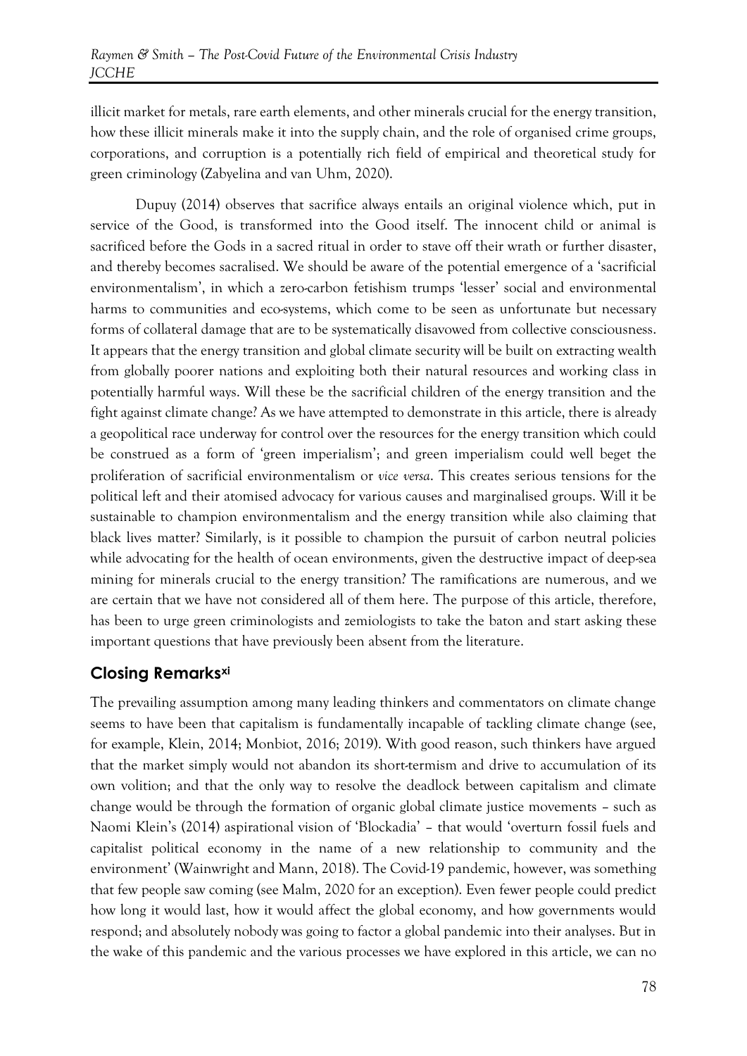illicit market for metals, rare earth elements, and other minerals crucial for the energy transition, how these illicit minerals make it into the supply chain, and the role of organised crime groups, corporations, and corruption is a potentially rich field of empirical and theoretical study for green criminology (Zabyelina and van Uhm, 2020).

Dupuy (2014) observes that sacrifice always entails an original violence which, put in service of the Good, is transformed into the Good itself. The innocent child or animal is sacrificed before the Gods in a sacred ritual in order to stave off their wrath or further disaster, and thereby becomes sacralised. We should be aware of the potential emergence of a 'sacrificial environmentalism', in which a zero-carbon fetishism trumps 'lesser' social and environmental harms to communities and eco-systems, which come to be seen as unfortunate but necessary forms of collateral damage that are to be systematically disavowed from collective consciousness. It appears that the energy transition and global climate security will be built on extracting wealth from globally poorer nations and exploiting both their natural resources and working class in potentially harmful ways. Will these be the sacrificial children of the energy transition and the fight against climate change? As we have attempted to demonstrate in this article, there is already a geopolitical race underway for control over the resources for the energy transition which could be construed as a form of 'green imperialism'; and green imperialism could well beget the proliferation of sacrificial environmentalism or *vice versa*. This creates serious tensions for the political left and their atomised advocacy for various causes and marginalised groups. Will it be sustainable to champion environmentalism and the energy transition while also claiming that black lives matter? Similarly, is it possible to champion the pursuit of carbon neutral policies while advocating for the health of ocean environments, given the destructive impact of deep-sea mining for minerals crucial to the energy transition? The ramifications are numerous, and we are certain that we have not considered all of them here. The purpose of this article, therefore, has been to urge green criminologists and zemiologists to take the baton and start asking these important questions that have previously been absent from the literature.

## Closing Remarks[xi]

The prevailing assumption among many leading thinkers and commentators on climate change seems to have been that capitalism is fundamentally incapable of tackling climate change (see, for example, Klein, 2014; Monbiot, 2016; 2019). With good reason, such thinkers have argued that the market simply would not abandon its short-termism and drive to accumulation of its own volition; and that the only way to resolve the deadlock between capitalism and climate change would be through the formation of organic global climate justice movements – such as Naomi Klein's (2014) aspirational vision of 'Blockadia' – that would 'overturn fossil fuels and capitalist political economy in the name of a new relationship to community and the environment' (Wainwright and Mann, 2018). The Covid-19 pandemic, however, was something that few people saw coming (see Malm, 2020 for an exception). Even fewer people could predict how long it would last, how it would affect the global economy, and how governments would respond; and absolutely nobody was going to factor a global pandemic into their analyses. But in the wake of this pandemic and the various processes we have explored in this article, we can no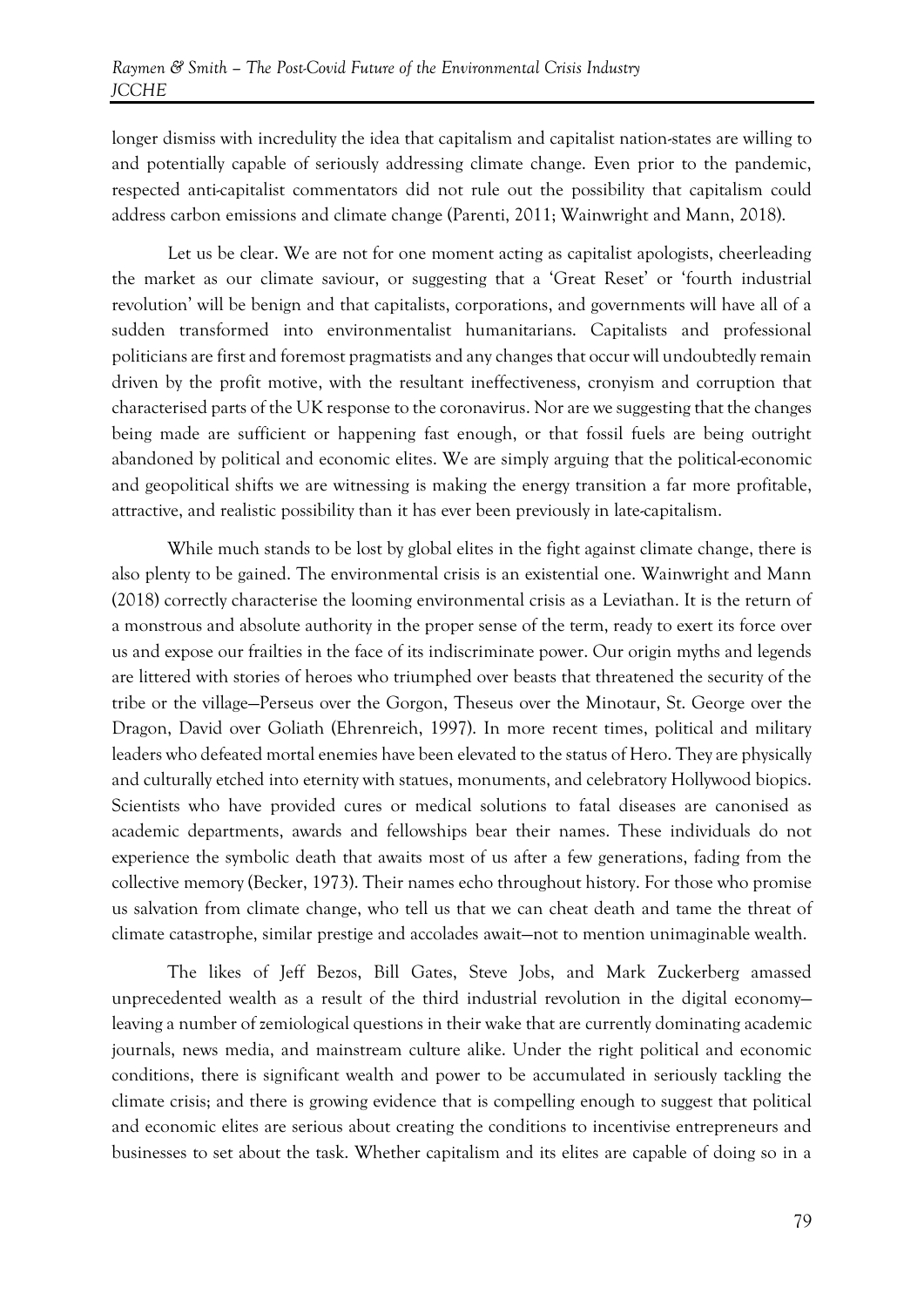longer dismiss with incredulity the idea that capitalism and capitalist nation-states are willing to and potentially capable of seriously addressing climate change. Even prior to the pandemic, respected anti-capitalist commentators did not rule out the possibility that capitalism could address carbon emissions and climate change (Parenti, 2011; Wainwright and Mann, 2018).

Let us be clear. We are not for one moment acting as capitalist apologists, cheerleading the market as our climate saviour, or suggesting that a 'Great Reset' or 'fourth industrial revolution' will be benign and that capitalists, corporations, and governments will have all of a sudden transformed into environmentalist humanitarians. Capitalists and professional politicians are first and foremost pragmatists and any changes that occur will undoubtedly remain driven by the profit motive, with the resultant ineffectiveness, cronyism and corruption that characterised parts of the UK response to the coronavirus. Nor are we suggesting that the changes being made are sufficient or happening fast enough, or that fossil fuels are being outright abandoned by political and economic elites. We are simply arguing that the political-economic and geopolitical shifts we are witnessing is making the energy transition a far more profitable, attractive, and realistic possibility than it has ever been previously in late-capitalism.

While much stands to be lost by global elites in the fight against climate change, there is also plenty to be gained. The environmental crisis is an existential one. Wainwright and Mann (2018) correctly characterise the looming environmental crisis as a Leviathan. It is the return of a monstrous and absolute authority in the proper sense of the term, ready to exert its force over us and expose our frailties in the face of its indiscriminate power. Our origin myths and legends are littered with stories of heroes who triumphed over beasts that threatened the security of the tribe or the village—Perseus over the Gorgon, Theseus over the Minotaur, St. George over the Dragon, David over Goliath (Ehrenreich, 1997). In more recent times, political and military leaders who defeated mortal enemies have been elevated to the status of Hero. They are physically and culturally etched into eternity with statues, monuments, and celebratory Hollywood biopics. Scientists who have provided cures or medical solutions to fatal diseases are canonised as academic departments, awards and fellowships bear their names. These individuals do not experience the symbolic death that awaits most of us after a few generations, fading from the collective memory (Becker, 1973). Their names echo throughout history. For those who promise us salvation from climate change, who tell us that we can cheat death and tame the threat of climate catastrophe, similar prestige and accolades await—not to mention unimaginable wealth.

The likes of Jeff Bezos, Bill Gates, Steve Jobs, and Mark Zuckerberg amassed unprecedented wealth as a result of the third industrial revolution in the digital economy—leaving a number of zemiological questions in their wake that are currently dominating academic journals, news media, and mainstream culture alike. Under the right political and economic conditions, there is significant wealth and power to be accumulated in seriously tackling the climate crisis; and there is growing evidence that is compelling enough to suggest that political and economic elites are serious about creating the conditions to incentivise entrepreneurs and businesses to set about the task. Whether capitalism and its elites are capable of doing so in a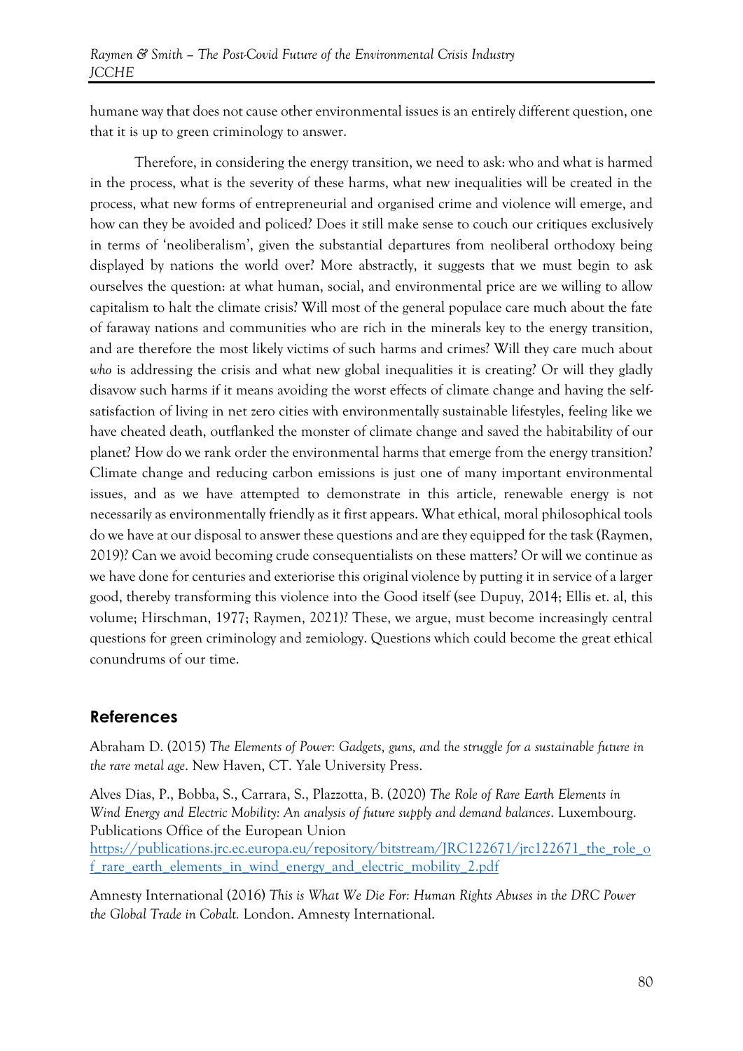humane way that does not cause other environmental issues is an entirely different question, one that it is up to green criminology to answer.

Therefore, in considering the energy transition, we need to ask: who and what is harmed in the process, what is the severity of these harms, what new inequalities will be created in the process, what new forms of entrepreneurial and organised crime and violence will emerge, and how can they be avoided and policed? Does it still make sense to couch our critiques exclusively in terms of 'neoliberalism', given the substantial departures from neoliberal orthodoxy being displayed by nations the world over? More abstractly, it suggests that we must begin to ask ourselves the question: at what human, social, and environmental price are we willing to allow capitalism to halt the climate crisis? Will most of the general populace care much about the fate of faraway nations and communities who are rich in the minerals key to the energy transition, and are therefore the most likely victims of such harms and crimes? Will they care much about *who* is addressing the crisis and what new global inequalities it is creating? Or will they gladly disavow such harms if it means avoiding the worst effects of climate change and having the self-satisfaction of living in net zero cities with environmentally sustainable lifestyles, feeling like we have cheated death, outflanked the monster of climate change and saved the habitability of our planet? How do we rank order the environmental harms that emerge from the energy transition? Climate change and reducing carbon emissions is just one of many important environmental issues, and as we have attempted to demonstrate in this article, renewable energy is not necessarily as environmentally friendly as it first appears. What ethical, moral philosophical tools do we have at our disposal to answer these questions and are they equipped for the task (Raymen, 2019)? Can we avoid becoming crude consequentialists on these matters? Or will we continue as we have done for centuries and exteriorise this original violence by putting it in service of a larger good, thereby transforming this violence into the Good itself (see Dupuy, 2014; Ellis et. al, this volume; Hirschman, 1977; Raymen, 2021)? These, we argue, must become increasingly central questions for green criminology and zemiology. Questions which could become the great ethical conundrums of our time.

## References

Abraham D. (2015) *The Elements of Power: Gadgets, guns, and the struggle for a sustainable future in the rare metal age*. New Haven, CT. Yale University Press.

Alves Dias, P., Bobba, S., Carrara, S., Plazzotta, B. (2020) *The Role of Rare Earth Elements in Wind Energy and Electric Mobility: An analysis of future supply and demand balances*. Luxembourg. Publications Office of the European Union https://publications.jrc.ec.europa.eu/repository/bitstream/JRC122671/jrc122671_the_role_of_rare_earth_elements_in_wind_energy_and_electric_mobility_2.pdf

Amnesty International (2016) *This is What We Die For: Human Rights Abuses in the DRC Power the Global Trade in Cobalt.* London. Amnesty International.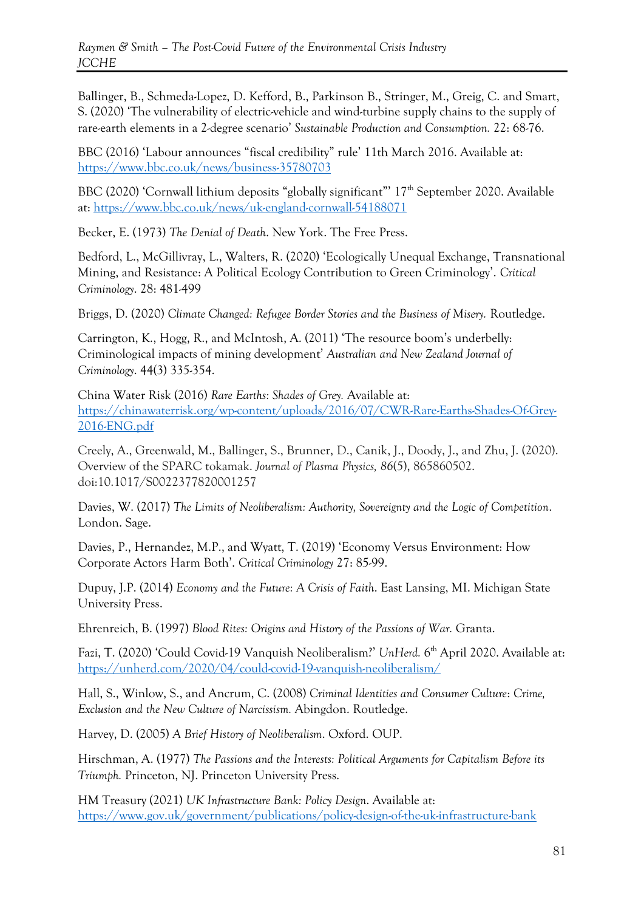Ballinger, B., Schmeda-Lopez, D. Kefford, B., Parkinson B., Stringer, M., Greig, C. and Smart, S. (2020) 'The vulnerability of electric-vehicle and wind-turbine supply chains to the supply of rare-earth elements in a 2-degree scenario' *Sustainable Production and Consumption.* 22: 68-76.

BBC (2016) 'Labour announces "fiscal credibility" rule' 11th March 2016. Available at: https://www.bbc.co.uk/news/business-35780703

BBC (2020) 'Cornwall lithium deposits "globally significant"' 17th September 2020. Available at: https://www.bbc.co.uk/news/uk-england-cornwall-54188071

Becker, E. (1973) *The Denial of Death*. New York. The Free Press.

Bedford, L., McGillivray, L., Walters, R. (2020) 'Ecologically Unequal Exchange, Transnational Mining, and Resistance: A Political Ecology Contribution to Green Criminology'. *Critical Criminology*. 28: 481-499

Briggs, D. (2020) *Climate Changed: Refugee Border Stories and the Business of Misery.* Routledge.

Carrington, K., Hogg, R., and McIntosh, A. (2011) 'The resource boom's underbelly: Criminological impacts of mining development' *Australian and New Zealand Journal of Criminology*. 44(3) 335-354.

China Water Risk (2016) *Rare Earths: Shades of Grey.* Available at: https://chinawaterrisk.org/wp-content/uploads/2016/07/CWR-Rare-Earths-Shades-Of-Grey-2016-ENG.pdf

Creely, A., Greenwald, M., Ballinger, S., Brunner, D., Canik, J., Doody, J., and Zhu, J. (2020). Overview of the SPARC tokamak. *Journal of Plasma Physics, 86*(5), 865860502. doi:10.1017/S0022377820001257

Davies, W. (2017) *The Limits of Neoliberalism: Authority, Sovereignty and the Logic of Competition*. London. Sage.

Davies, P., Hernandez, M.P., and Wyatt, T. (2019) 'Economy Versus Environment: How Corporate Actors Harm Both'. *Critical Criminology* 27: 85-99.

Dupuy, J.P. (2014) *Economy and the Future: A Crisis of Faith*. East Lansing, MI. Michigan State University Press.

Ehrenreich, B. (1997) *Blood Rites: Origins and History of the Passions of War.* Granta.

Fazi, T. (2020) 'Could Covid-19 Vanquish Neoliberalism?' *UnHerd.* 6th April 2020. Available at: https://unherd.com/2020/04/could-covid-19-vanquish-neoliberalism/

Hall, S., Winlow, S., and Ancrum, C. (2008) *Criminal Identities and Consumer Culture: Crime, Exclusion and the New Culture of Narcissism.* Abingdon. Routledge.

Harvey, D. (2005) *A Brief History of Neoliberalism*. Oxford. OUP.

Hirschman, A. (1977) *The Passions and the Interests: Political Arguments for Capitalism Before its Triumph.* Princeton, NJ. Princeton University Press.

HM Treasury (2021) *UK Infrastructure Bank: Policy Design*. Available at: https://www.gov.uk/government/publications/policy-design-of-the-uk-infrastructure-bank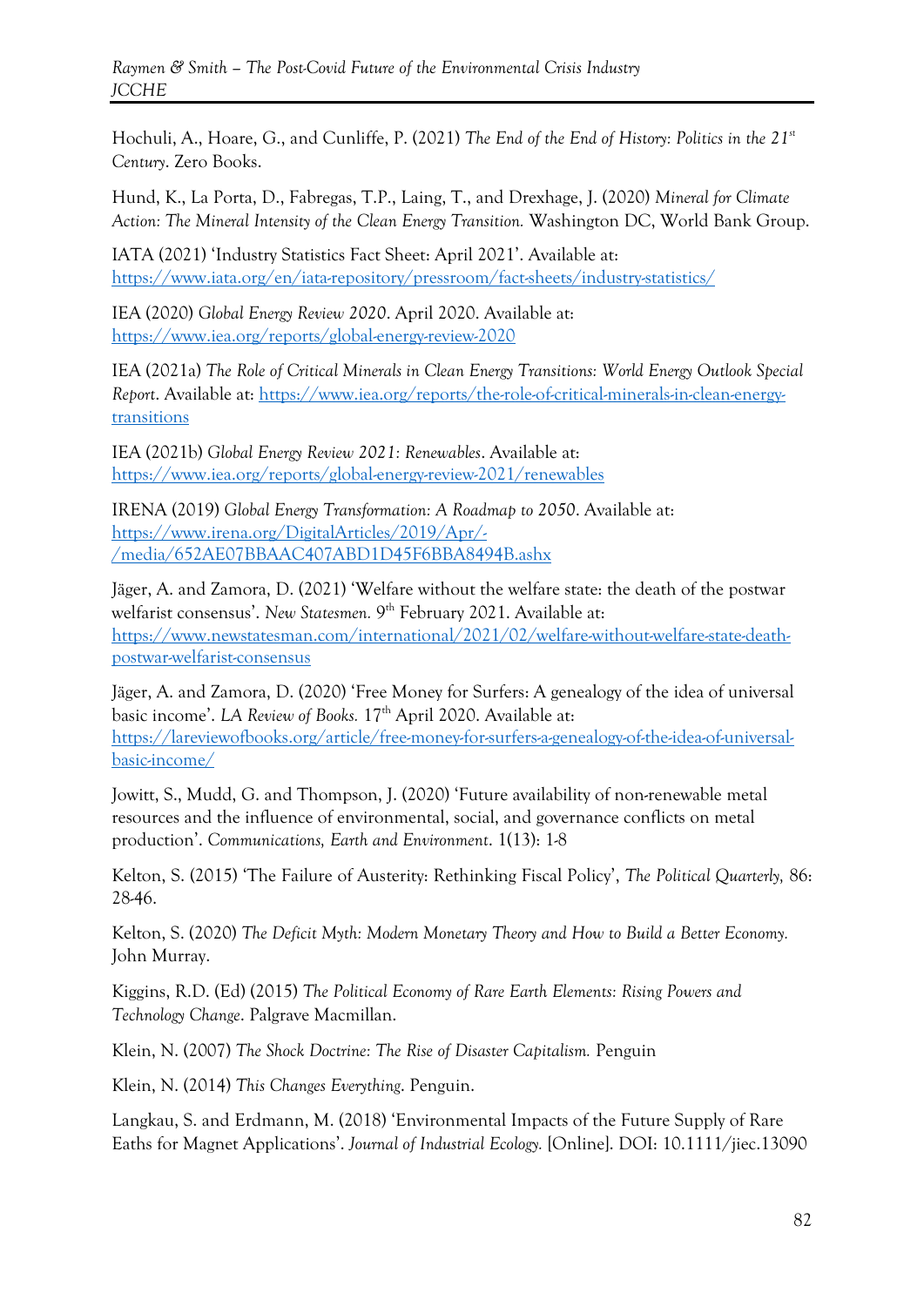Hochuli, A., Hoare, G., and Cunliffe, P. (2021) *The End of the End of History: Politics in the 21st Century*. Zero Books.

Hund, K., La Porta, D., Fabregas, T.P., Laing, T., and Drexhage, J. (2020) *Mineral for Climate Action: The Mineral Intensity of the Clean Energy Transition.* Washington DC, World Bank Group.

IATA (2021) 'Industry Statistics Fact Sheet: April 2021'. Available at: https://www.iata.org/en/iata-repository/pressroom/fact-sheets/industry-statistics/

IEA (2020) *Global Energy Review 2020*. April 2020. Available at: https://www.iea.org/reports/global-energy-review-2020

IEA (2021a) *The Role of Critical Minerals in Clean Energy Transitions: World Energy Outlook Special Report*. Available at: https://www.iea.org/reports/the-role-of-critical-minerals-in-clean-energy-transitions

IEA (2021b) *Global Energy Review 2021: Renewables*. Available at: https://www.iea.org/reports/global-energy-review-2021/renewables

IRENA (2019) *Global Energy Transformation: A Roadmap to 2050*. Available at: https://www.irena.org/DigitalArticles/2019/Apr/-/media/652AE07BBAAC407ABD1D45F6BBA8494B.ashx

Jäger, A. and Zamora, D. (2021) 'Welfare without the welfare state: the death of the postwar welfarist consensus'. *New Statesmen.* 9th February 2021. Available at: https://www.newstatesman.com/international/2021/02/welfare-without-welfare-state-death-postwar-welfarist-consensus

Jäger, A. and Zamora, D. (2020) 'Free Money for Surfers: A genealogy of the idea of universal basic income'. *LA Review of Books.* 17th April 2020. Available at: https://lareviewofbooks.org/article/free-money-for-surfers-a-genealogy-of-the-idea-of-universal-basic-income/

Jowitt, S., Mudd, G. and Thompson, J. (2020) 'Future availability of non-renewable metal resources and the influence of environmental, social, and governance conflicts on metal production'. *Communications, Earth and Environment*. 1(13): 1-8

Kelton, S. (2015) 'The Failure of Austerity: Rethinking Fiscal Policy', *The Political Quarterly,* 86: 28-46.

Kelton, S. (2020) *The Deficit Myth: Modern Monetary Theory and How to Build a Better Economy.* John Murray.

Kiggins, R.D. (Ed) (2015) *The Political Economy of Rare Earth Elements: Rising Powers and Technology Change*. Palgrave Macmillan.

Klein, N. (2007) *The Shock Doctrine: The Rise of Disaster Capitalism.* Penguin

Klein, N. (2014) *This Changes Everything*. Penguin.

Langkau, S. and Erdmann, M. (2018) 'Environmental Impacts of the Future Supply of Rare Eaths for Magnet Applications'. *Journal of Industrial Ecology.* [Online]. DOI: 10.1111/jiec.13090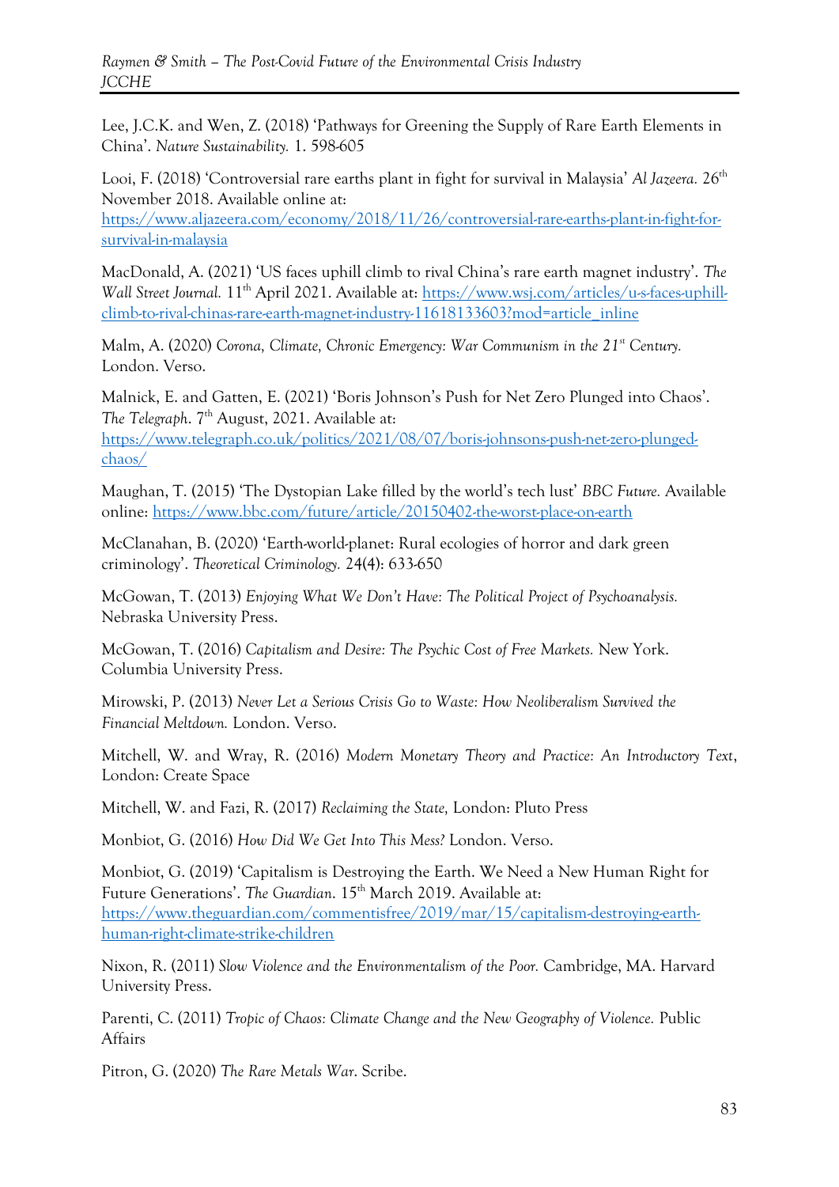Lee, J.C.K. and Wen, Z. (2018) 'Pathways for Greening the Supply of Rare Earth Elements in China'. *Nature Sustainability.* 1. 598-605

Looi, F. (2018) 'Controversial rare earths plant in fight for survival in Malaysia' *Al Jazeera.* 26th November 2018. Available online at: https://www.aljazeera.com/economy/2018/11/26/controversial-rare-earths-plant-in-fight-for-survival-in-malaysia

MacDonald, A. (2021) 'US faces uphill climb to rival China's rare earth magnet industry'. *The Wall Street Journal.* 11th April 2021. Available at: https://www.wsj.com/articles/u-s-faces-uphill-climb-to-rival-chinas-rare-earth-magnet-industry-11618133603?mod=article_inline

Malm, A. (2020) *Corona, Climate, Chronic Emergency: War Communism in the 21st Century.* London. Verso.

Malnick, E. and Gatten, E. (2021) 'Boris Johnson's Push for Net Zero Plunged into Chaos'. *The Telegraph*. 7th August, 2021. Available at: https://www.telegraph.co.uk/politics/2021/08/07/boris-johnsons-push-net-zero-plunged-chaos/

Maughan, T. (2015) 'The Dystopian Lake filled by the world's tech lust' *BBC Future.* Available online: https://www.bbc.com/future/article/20150402-the-worst-place-on-earth

McClanahan, B. (2020) 'Earth-world-planet: Rural ecologies of horror and dark green criminology'. *Theoretical Criminology.* 24(4): 633-650

McGowan, T. (2013) *Enjoying What We Don't Have: The Political Project of Psychoanalysis.* Nebraska University Press.

McGowan, T. (2016) *Capitalism and Desire: The Psychic Cost of Free Markets.* New York. Columbia University Press.

Mirowski, P. (2013) *Never Let a Serious Crisis Go to Waste: How Neoliberalism Survived the Financial Meltdown.* London. Verso.

Mitchell, W. and Wray, R. (2016) *Modern Monetary Theory and Practice: An Introductory Text*, London: Create Space

Mitchell, W. and Fazi, R. (2017) *Reclaiming the State,* London: Pluto Press

Monbiot, G. (2016) *How Did We Get Into This Mess?* London. Verso.

Monbiot, G. (2019) 'Capitalism is Destroying the Earth. We Need a New Human Right for Future Generations'. *The Guardian*. 15th March 2019. Available at: https://www.theguardian.com/commentisfree/2019/mar/15/capitalism-destroying-earth-human-right-climate-strike-children

Nixon, R. (2011) *Slow Violence and the Environmentalism of the Poor.* Cambridge, MA. Harvard University Press.

Parenti, C. (2011) *Tropic of Chaos: Climate Change and the New Geography of Violence.* Public Affairs

Pitron, G. (2020) *The Rare Metals War*. Scribe.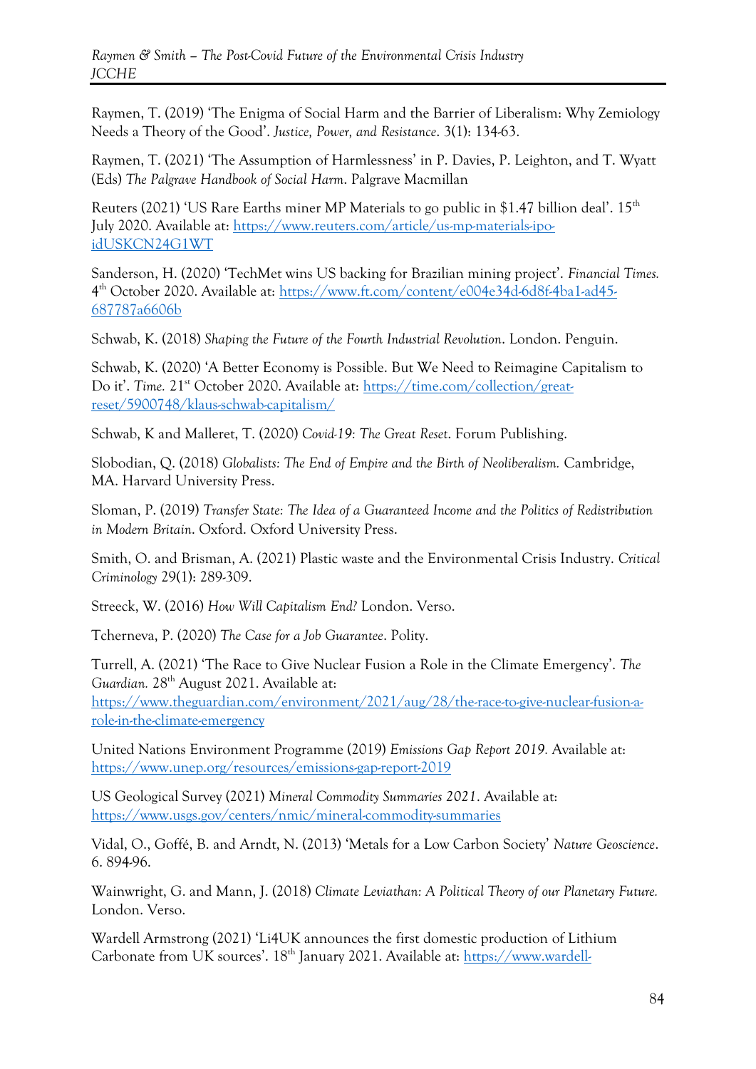Raymen, T. (2019) 'The Enigma of Social Harm and the Barrier of Liberalism: Why Zemiology Needs a Theory of the Good'. *Justice, Power, and Resistance*. 3(1): 134-63.

Raymen, T. (2021) 'The Assumption of Harmlessness' in P. Davies, P. Leighton, and T. Wyatt (Eds) *The Palgrave Handbook of Social Harm*. Palgrave Macmillan

Reuters (2021) 'US Rare Earths miner MP Materials to go public in $1.47 billion deal'. 15th July 2020. Available at: https://www.reuters.com/article/us-mp-materials-ipo-idUSKCN24G1WT

Sanderson, H. (2020) 'TechMet wins US backing for Brazilian mining project'. *Financial Times.* 4th October 2020. Available at: https://www.ft.com/content/e004e34d-6d8f-4ba1-ad45-687787a6606b

Schwab, K. (2018) *Shaping the Future of the Fourth Industrial Revolution*. London. Penguin.

Schwab, K. (2020) 'A Better Economy is Possible. But We Need to Reimagine Capitalism to Do it'. *Time.* 21st October 2020. Available at: https://time.com/collection/great-reset/5900748/klaus-schwab-capitalism/

Schwab, K and Malleret, T. (2020) *Covid-19: The Great Reset*. Forum Publishing.

Slobodian, Q. (2018) *Globalists: The End of Empire and the Birth of Neoliberalism.* Cambridge, MA. Harvard University Press.

Sloman, P. (2019) *Transfer State: The Idea of a Guaranteed Income and the Politics of Redistribution in Modern Britain*. Oxford. Oxford University Press.

Smith, O. and Brisman, A. (2021) Plastic waste and the Environmental Crisis Industry. *Critical Criminology* 29(1): 289-309.

Streeck, W. (2016) *How Will Capitalism End?* London. Verso.

Tcherneva, P. (2020) *The Case for a Job Guarantee*. Polity.

Turrell, A. (2021) 'The Race to Give Nuclear Fusion a Role in the Climate Emergency'. *The Guardian.* 28th August 2021. Available at: https://www.theguardian.com/environment/2021/aug/28/the-race-to-give-nuclear-fusion-a-role-in-the-climate-emergency

United Nations Environment Programme (2019) *Emissions Gap Report 2019.* Available at: https://www.unep.org/resources/emissions-gap-report-2019

US Geological Survey (2021) *Mineral Commodity Summaries 2021*. Available at: https://www.usgs.gov/centers/nmic/mineral-commodity-summaries

Vidal, O., Goffé, B. and Arndt, N. (2013) 'Metals for a Low Carbon Society' *Nature Geoscience*. 6. 894-96.

Wainwright, G. and Mann, J. (2018) *Climate Leviathan: A Political Theory of our Planetary Future.* London. Verso.

Wardell Armstrong (2021) 'Li4UK announces the first domestic production of Lithium Carbonate from UK sources'. 18th January 2021. Available at: https://www.wardell-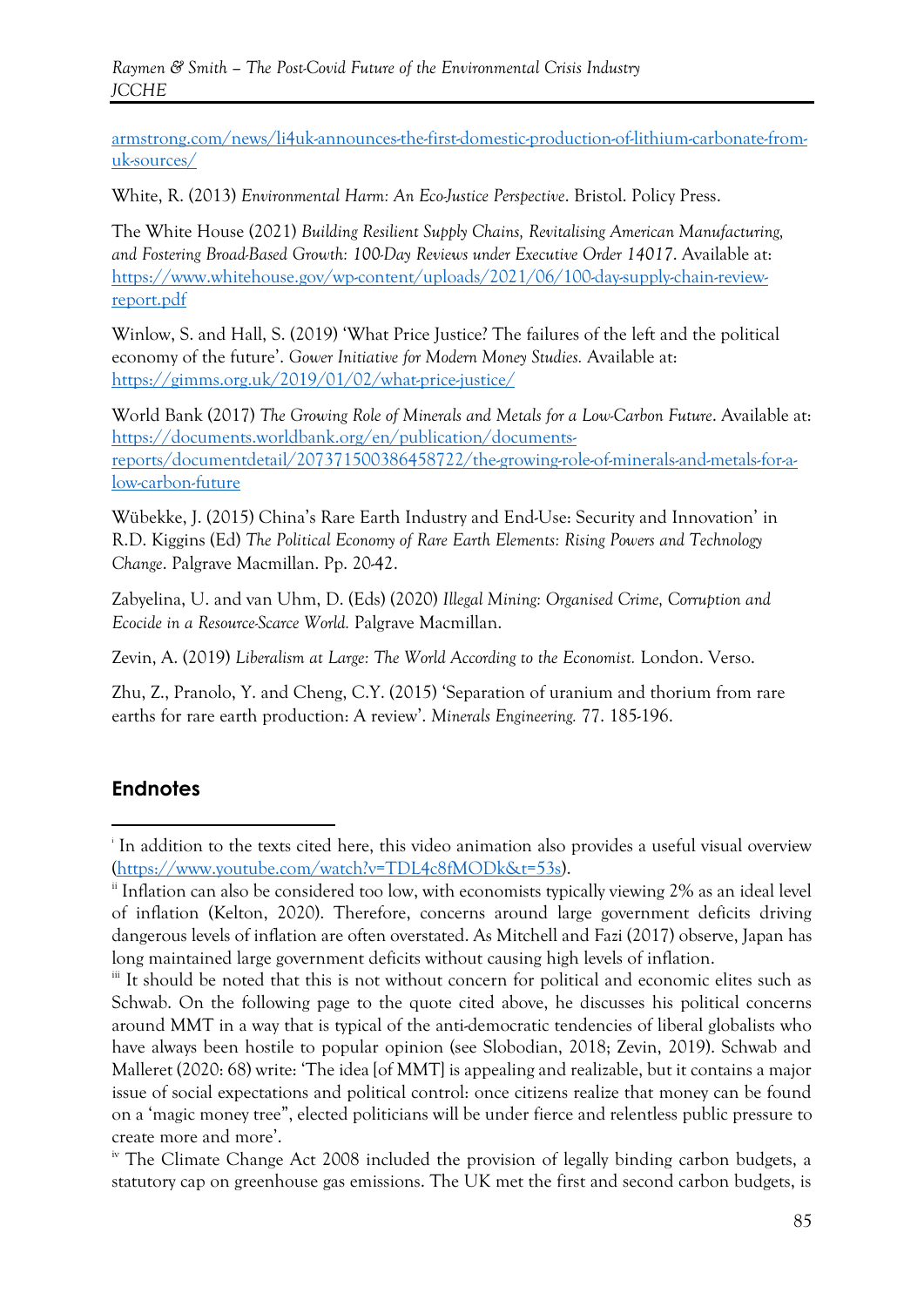[armstrong.com/news/li4uk-announces-the-first-domestic-production-of-lithium-carbonate-from-uk-sources/](armstrong.com/news/li4uk-announces-the-first-domestic-production-of-lithium-carbonate-from-uk-sources/)

White, R. (2013) *Environmental Harm: An Eco-Justice Perspective*. Bristol. Policy Press.

The White House (2021) *Building Resilient Supply Chains, Revitalising American Manufacturing, and Fostering Broad-Based Growth: 100-Day Reviews under Executive Order 14017*. Available at: [https://www.whitehouse.gov/wp-content/uploads/2021/06/100-day-supply-chain-review-report.pdf](https://www.whitehouse.gov/wp-content/uploads/2021/06/100-day-supply-chain-review-report.pdf)

Winlow, S. and Hall, S. (2019) 'What Price Justice? The failures of the left and the political economy of the future'. *Gower Initiative for Modern Money Studies.* Available at: [https://gimms.org.uk/2019/01/02/what-price-justice/](https://gimms.org.uk/2019/01/02/what-price-justice/)

World Bank (2017) *The Growing Role of Minerals and Metals for a Low-Carbon Future*. Available at: [https://documents.worldbank.org/en/publication/documents-reports/documentdetail/207371500386458722/the-growing-role-of-minerals-and-metals-for-a-low-carbon-future](https://documents.worldbank.org/en/publication/documents-reports/documentdetail/207371500386458722/the-growing-role-of-minerals-and-metals-for-a-low-carbon-future)

Wübekke, J. (2015) China's Rare Earth Industry and End-Use: Security and Innovation' in R.D. Kiggins (Ed) *The Political Economy of Rare Earth Elements: Rising Powers and Technology Change*. Palgrave Macmillan. Pp. 20-42.

Zabyelina, U. and van Uhm, D. (Eds) (2020) *Illegal Mining: Organised Crime, Corruption and Ecocide in a Resource-Scarce World.* Palgrave Macmillan.

Zevin, A. (2019) *Liberalism at Large: The World According to the Economist.* London. Verso.

Zhu, Z., Pranolo, Y. and Cheng, C.Y. (2015) 'Separation of uranium and thorium from rare earths for rare earth production: A review'. *Minerals Engineering.* 77. 185-196.

## Endnotes

[i] In addition to the texts cited here, this video animation also provides a useful visual overview ([https://www.youtube.com/watch?v=TDL4c8fMODk&t=53s](https://www.youtube.com/watch?v=TDL4c8fMODk&t=53s)).

[ii] Inflation can also be considered too low, with economists typically viewing 2% as an ideal level of inflation (Kelton, 2020). Therefore, concerns around large government deficits driving dangerous levels of inflation are often overstated. As Mitchell and Fazi (2017) observe, Japan has long maintained large government deficits without causing high levels of inflation.

[iii] It should be noted that this is not without concern for political and economic elites such as Schwab. On the following page to the quote cited above, he discusses his political concerns around MMT in a way that is typical of the anti-democratic tendencies of liberal globalists who have always been hostile to popular opinion (see Slobodian, 2018; Zevin, 2019). Schwab and Malleret (2020: 68) write: 'The idea [of MMT] is appealing and realizable, but it contains a major issue of social expectations and political control: once citizens realize that money can be found on a 'magic money tree", elected politicians will be under fierce and relentless public pressure to create more and more'.

[iv] The Climate Change Act 2008 included the provision of legally binding carbon budgets, a statutory cap on greenhouse gas emissions. The UK met the first and second carbon budgets, is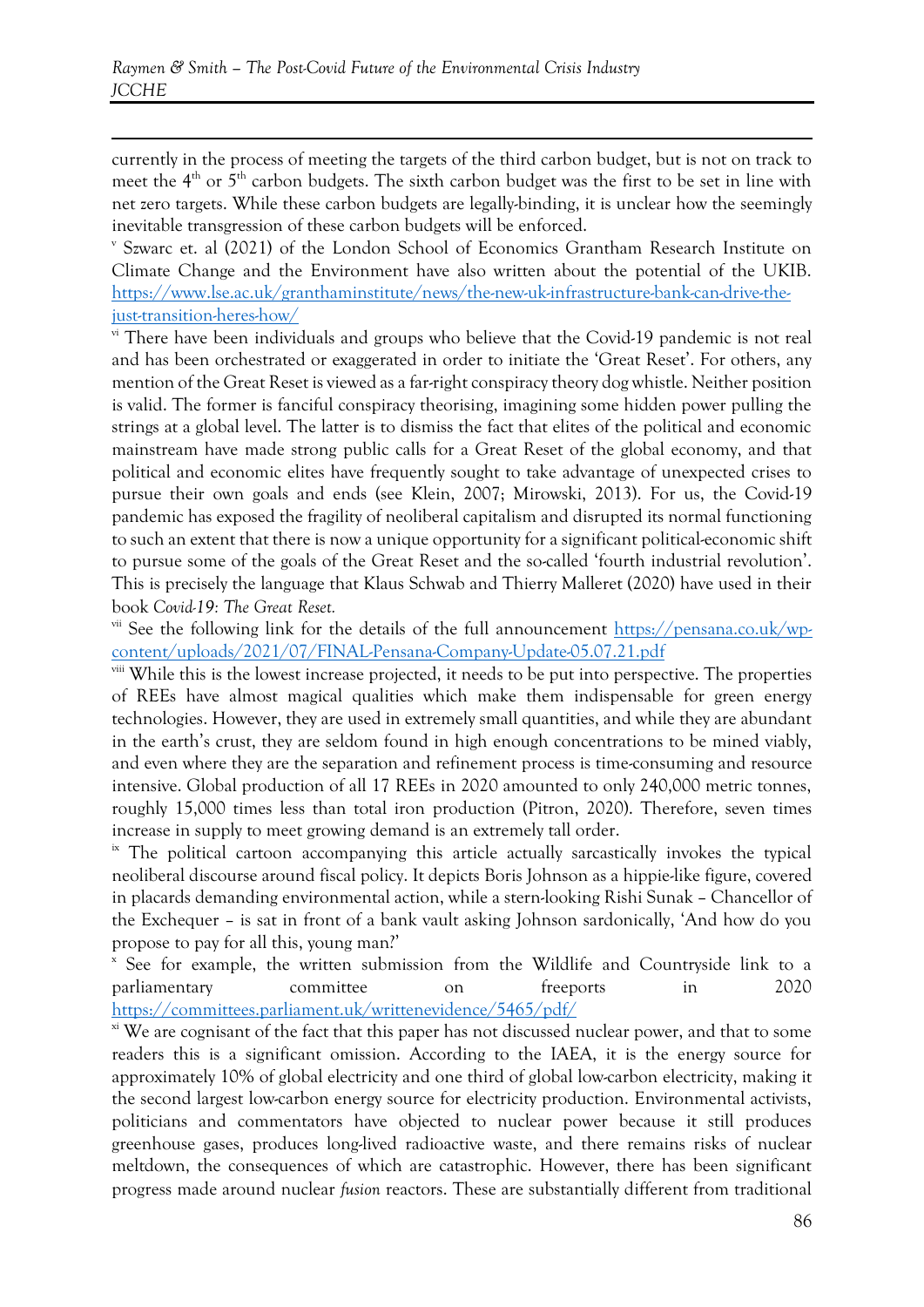currently in the process of meeting the targets of the third carbon budget, but is not on track to meet the 4th or 5th carbon budgets. The sixth carbon budget was the first to be set in line with net zero targets. While these carbon budgets are legally-binding, it is unclear how the seemingly inevitable transgression of these carbon budgets will be enforced.

[v] Szwarc et. al (2021) of the London School of Economics Grantham Research Institute on Climate Change and the Environment have also written about the potential of the UKIB. https://www.lse.ac.uk/granthaminstitute/news/the-new-uk-infrastructure-bank-can-drive-the-just-transition-heres-how/

[vi] There have been individuals and groups who believe that the Covid-19 pandemic is not real and has been orchestrated or exaggerated in order to initiate the 'Great Reset'. For others, any mention of the Great Reset is viewed as a far-right conspiracy theory dog whistle. Neither position is valid. The former is fanciful conspiracy theorising, imagining some hidden power pulling the strings at a global level. The latter is to dismiss the fact that elites of the political and economic mainstream have made strong public calls for a Great Reset of the global economy, and that political and economic elites have frequently sought to take advantage of unexpected crises to pursue their own goals and ends (see Klein, 2007; Mirowski, 2013). For us, the Covid-19 pandemic has exposed the fragility of neoliberal capitalism and disrupted its normal functioning to such an extent that there is now a unique opportunity for a significant political-economic shift to pursue some of the goals of the Great Reset and the so-called 'fourth industrial revolution'. This is precisely the language that Klaus Schwab and Thierry Malleret (2020) have used in their book *Covid-19: The Great Reset.*

[vii] See the following link for the details of the full announcement https://pensana.co.uk/wp-content/uploads/2021/07/FINAL-Pensana-Company-Update-05.07.21.pdf

[viii] While this is the lowest increase projected, it needs to be put into perspective. The properties of REEs have almost magical qualities which make them indispensable for green energy technologies. However, they are used in extremely small quantities, and while they are abundant in the earth's crust, they are seldom found in high enough concentrations to be mined viably, and even where they are the separation and refinement process is time-consuming and resource intensive. Global production of all 17 REEs in 2020 amounted to only 240,000 metric tonnes, roughly 15,000 times less than total iron production (Pitron, 2020). Therefore, seven times increase in supply to meet growing demand is an extremely tall order.

[ix] The political cartoon accompanying this article actually sarcastically invokes the typical neoliberal discourse around fiscal policy. It depicts Boris Johnson as a hippie-like figure, covered in placards demanding environmental action, while a stern-looking Rishi Sunak – Chancellor of the Exchequer – is sat in front of a bank vault asking Johnson sardonically, 'And how do you propose to pay for all this, young man?'

[x] See for example, the written submission from the Wildlife and Countryside link to a parliamentary committee on freeports in 2020 https://committees.parliament.uk/writtenevidence/5465/pdf/

[xi] We are cognisant of the fact that this paper has not discussed nuclear power, and that to some readers this is a significant omission. According to the IAEA, it is the energy source for approximately 10% of global electricity and one third of global low-carbon electricity, making it the second largest low-carbon energy source for electricity production. Environmental activists, politicians and commentators have objected to nuclear power because it still produces greenhouse gases, produces long-lived radioactive waste, and there remains risks of nuclear meltdown, the consequences of which are catastrophic. However, there has been significant progress made around nuclear *fusion* reactors. These are substantially different from traditional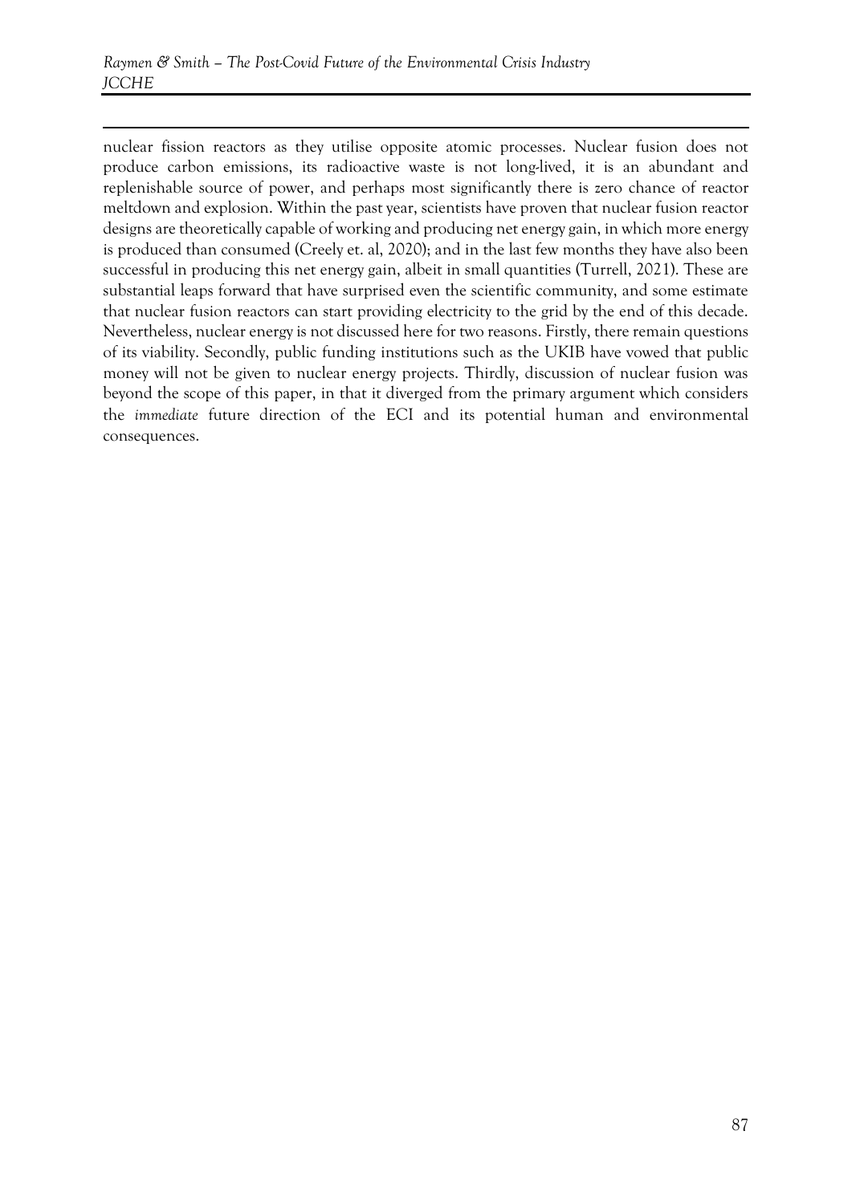nuclear fission reactors as they utilise opposite atomic processes. Nuclear fusion does not produce carbon emissions, its radioactive waste is not long-lived, it is an abundant and replenishable source of power, and perhaps most significantly there is zero chance of reactor meltdown and explosion. Within the past year, scientists have proven that nuclear fusion reactor designs are theoretically capable of working and producing net energy gain, in which more energy is produced than consumed (Creely et. al, 2020); and in the last few months they have also been successful in producing this net energy gain, albeit in small quantities (Turrell, 2021). These are substantial leaps forward that have surprised even the scientific community, and some estimate that nuclear fusion reactors can start providing electricity to the grid by the end of this decade. Nevertheless, nuclear energy is not discussed here for two reasons. Firstly, there remain questions of its viability. Secondly, public funding institutions such as the UKIB have vowed that public money will not be given to nuclear energy projects. Thirdly, discussion of nuclear fusion was beyond the scope of this paper, in that it diverged from the primary argument which considers the *immediate* future direction of the ECI and its potential human and environmental consequences.